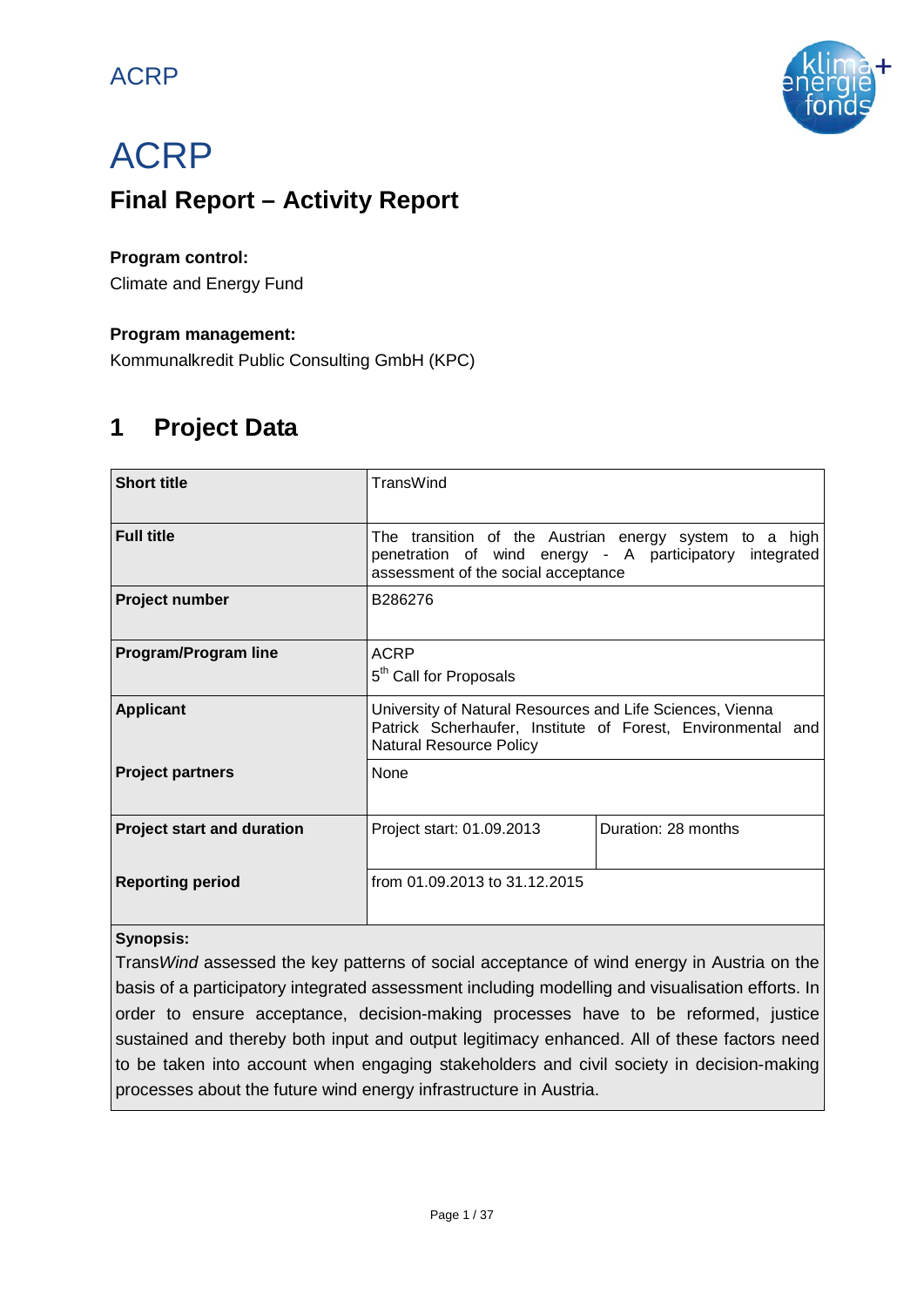ACRP

# ACRP

## Final Report – Activity Report

**Program control:**
Climate and Energy Fund

**Program management:**
Kommunalkredit Public Consulting GmbH (KPC)

## 1 Project Data

| | | |
|---|---|---|
| **Short title** | TransWind | |
| **Full title** | The transition of the Austrian energy system to a high penetration of wind energy - A participatory integrated assessment of the social acceptance | |
| **Project number** | B286276 | |
| **Program/Program line** | ACRP<br>5th Call for Proposals | |
| **Applicant** | University of Natural Resources and Life Sciences, Vienna<br>Patrick Scherhaufer, Institute of Forest, Environmental and Natural Resource Policy | |
| **Project partners** | None | |
| **Project start and duration** | Project start: 01.09.2013 | Duration: 28 months |
| **Reporting period** | from 01.09.2013 to 31.12.2015 | |

**Synopsis:**
Trans*Wind* assessed the key patterns of social acceptance of wind energy in Austria on the basis of a participatory integrated assessment including modelling and visualisation efforts. In order to ensure acceptance, decision-making processes have to be reformed, justice sustained and thereby both input and output legitimacy enhanced. All of these factors need to be taken into account when engaging stakeholders and civil society in decision-making processes about the future wind energy infrastructure in Austria.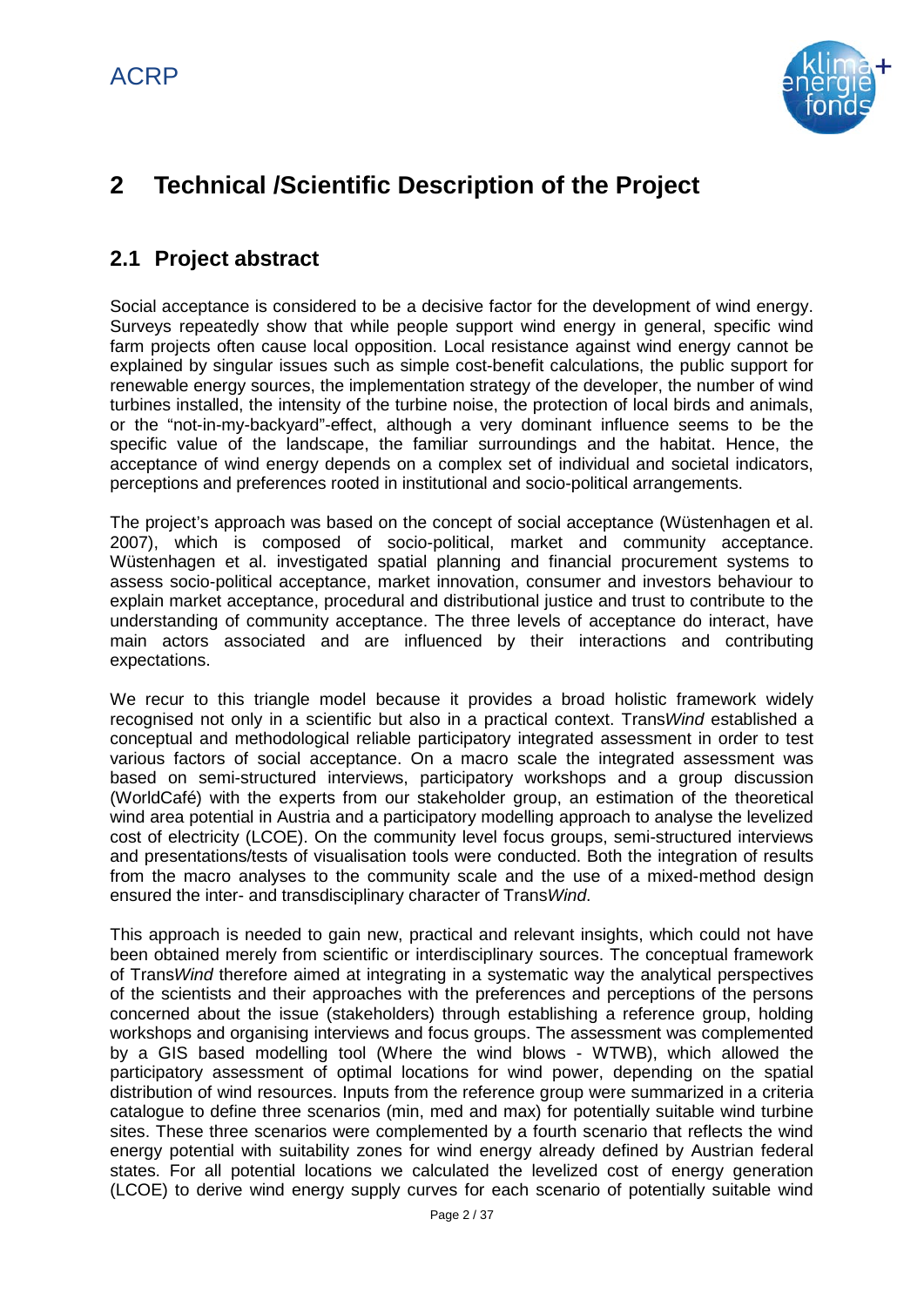# 2 Technical /Scientific Description of the Project

## 2.1 Project abstract

Social acceptance is considered to be a decisive factor for the development of wind energy. Surveys repeatedly show that while people support wind energy in general, specific wind farm projects often cause local opposition. Local resistance against wind energy cannot be explained by singular issues such as simple cost-benefit calculations, the public support for renewable energy sources, the implementation strategy of the developer, the number of wind turbines installed, the intensity of the turbine noise, the protection of local birds and animals, or the "not-in-my-backyard"-effect, although a very dominant influence seems to be the specific value of the landscape, the familiar surroundings and the habitat. Hence, the acceptance of wind energy depends on a complex set of individual and societal indicators, perceptions and preferences rooted in institutional and socio-political arrangements.

The project's approach was based on the concept of social acceptance (Wüstenhagen et al. 2007), which is composed of socio-political, market and community acceptance. Wüstenhagen et al. investigated spatial planning and financial procurement systems to assess socio-political acceptance, market innovation, consumer and investors behaviour to explain market acceptance, procedural and distributional justice and trust to contribute to the understanding of community acceptance. The three levels of acceptance do interact, have main actors associated and are influenced by their interactions and contributing expectations.

We recur to this triangle model because it provides a broad holistic framework widely recognised not only in a scientific but also in a practical context. Trans*Wind* established a conceptual and methodological reliable participatory integrated assessment in order to test various factors of social acceptance. On a macro scale the integrated assessment was based on semi-structured interviews, participatory workshops and a group discussion (WorldCafé) with the experts from our stakeholder group, an estimation of the theoretical wind area potential in Austria and a participatory modelling approach to analyse the levelized cost of electricity (LCOE). On the community level focus groups, semi-structured interviews and presentations/tests of visualisation tools were conducted. Both the integration of results from the macro analyses to the community scale and the use of a mixed-method design ensured the inter- and transdisciplinary character of Trans*Wind*.

This approach is needed to gain new, practical and relevant insights, which could not have been obtained merely from scientific or interdisciplinary sources. The conceptual framework of Trans*Wind* therefore aimed at integrating in a systematic way the analytical perspectives of the scientists and their approaches with the preferences and perceptions of the persons concerned about the issue (stakeholders) through establishing a reference group, holding workshops and organising interviews and focus groups. The assessment was complemented by a GIS based modelling tool (Where the wind blows - WTWB), which allowed the participatory assessment of optimal locations for wind power, depending on the spatial distribution of wind resources. Inputs from the reference group were summarized in a criteria catalogue to define three scenarios (min, med and max) for potentially suitable wind turbine sites. These three scenarios were complemented by a fourth scenario that reflects the wind energy potential with suitability zones for wind energy already defined by Austrian federal states. For all potential locations we calculated the levelized cost of energy generation (LCOE) to derive wind energy supply curves for each scenario of potentially suitable wind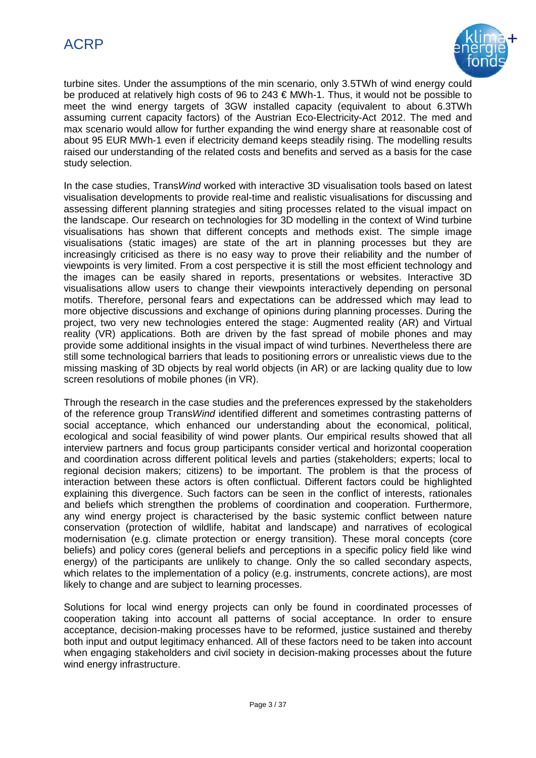turbine sites. Under the assumptions of the min scenario, only 3.5TWh of wind energy could be produced at relatively high costs of 96 to 243 € MWh-1. Thus, it would not be possible to meet the wind energy targets of 3GW installed capacity (equivalent to about 6.3TWh assuming current capacity factors) of the Austrian Eco-Electricity-Act 2012. The med and max scenario would allow for further expanding the wind energy share at reasonable cost of about 95 EUR MWh-1 even if electricity demand keeps steadily rising. The modelling results raised our understanding of the related costs and benefits and served as a basis for the case study selection.

In the case studies, Trans*Wind* worked with interactive 3D visualisation tools based on latest visualisation developments to provide real-time and realistic visualisations for discussing and assessing different planning strategies and siting processes related to the visual impact on the landscape. Our research on technologies for 3D modelling in the context of Wind turbine visualisations has shown that different concepts and methods exist. The simple image visualisations (static images) are state of the art in planning processes but they are increasingly criticised as there is no easy way to prove their reliability and the number of viewpoints is very limited. From a cost perspective it is still the most efficient technology and the images can be easily shared in reports, presentations or websites. Interactive 3D visualisations allow users to change their viewpoints interactively depending on personal motifs. Therefore, personal fears and expectations can be addressed which may lead to more objective discussions and exchange of opinions during planning processes. During the project, two very new technologies entered the stage: Augmented reality (AR) and Virtual reality (VR) applications. Both are driven by the fast spread of mobile phones and may provide some additional insights in the visual impact of wind turbines. Nevertheless there are still some technological barriers that leads to positioning errors or unrealistic views due to the missing masking of 3D objects by real world objects (in AR) or are lacking quality due to low screen resolutions of mobile phones (in VR).

Through the research in the case studies and the preferences expressed by the stakeholders of the reference group Trans*Wind* identified different and sometimes contrasting patterns of social acceptance, which enhanced our understanding about the economical, political, ecological and social feasibility of wind power plants. Our empirical results showed that all interview partners and focus group participants consider vertical and horizontal cooperation and coordination across different political levels and parties (stakeholders; experts; local to regional decision makers; citizens) to be important. The problem is that the process of interaction between these actors is often conflictual. Different factors could be highlighted explaining this divergence. Such factors can be seen in the conflict of interests, rationales and beliefs which strengthen the problems of coordination and cooperation. Furthermore, any wind energy project is characterised by the basic systemic conflict between nature conservation (protection of wildlife, habitat and landscape) and narratives of ecological modernisation (e.g. climate protection or energy transition). These moral concepts (core beliefs) and policy cores (general beliefs and perceptions in a specific policy field like wind energy) of the participants are unlikely to change. Only the so called secondary aspects, which relates to the implementation of a policy (e.g. instruments, concrete actions), are most likely to change and are subject to learning processes.

Solutions for local wind energy projects can only be found in coordinated processes of cooperation taking into account all patterns of social acceptance. In order to ensure acceptance, decision-making processes have to be reformed, justice sustained and thereby both input and output legitimacy enhanced. All of these factors need to be taken into account when engaging stakeholders and civil society in decision-making processes about the future wind energy infrastructure.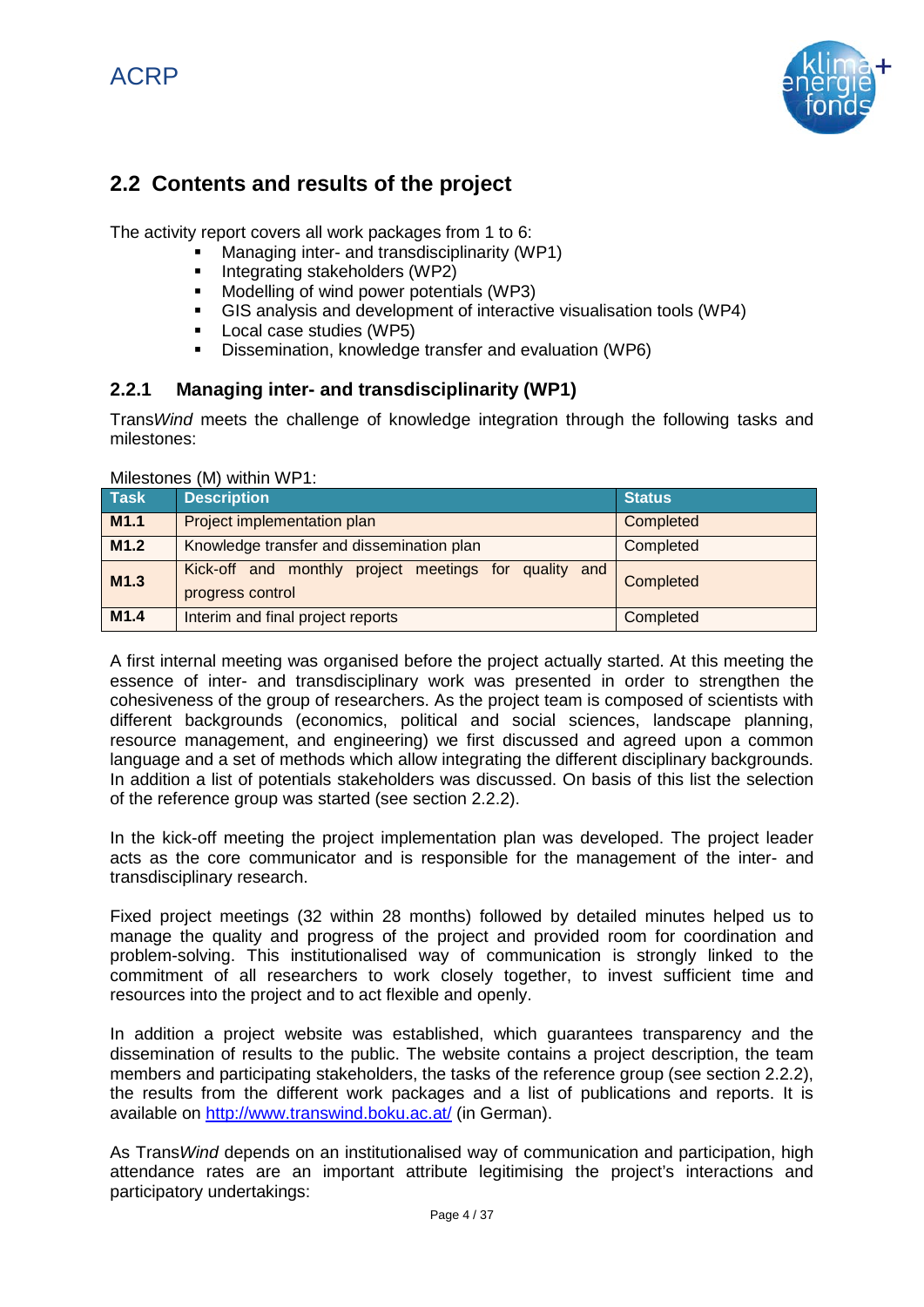## 2.2 Contents and results of the project

The activity report covers all work packages from 1 to 6:

- Managing inter- and transdisciplinarity (WP1)
- Integrating stakeholders (WP2)
- Modelling of wind power potentials (WP3)
- GIS analysis and development of interactive visualisation tools (WP4)
- Local case studies (WP5)
- Dissemination, knowledge transfer and evaluation (WP6)

### 2.2.1 Managing inter- and transdisciplinarity (WP1)

Trans*Wind* meets the challenge of knowledge integration through the following tasks and milestones:

Milestones (M) within WP1:

| Task | Description | Status |
|---|---|---|
| **M1.1** | Project implementation plan | Completed |
| **M1.2** | Knowledge transfer and dissemination plan | Completed |
| **M1.3** | Kick-off and monthly project meetings for quality and progress control | Completed |
| **M1.4** | Interim and final project reports | Completed |

A first internal meeting was organised before the project actually started. At this meeting the essence of inter- and transdisciplinary work was presented in order to strengthen the cohesiveness of the group of researchers. As the project team is composed of scientists with different backgrounds (economics, political and social sciences, landscape planning, resource management, and engineering) we first discussed and agreed upon a common language and a set of methods which allow integrating the different disciplinary backgrounds. In addition a list of potentials stakeholders was discussed. On basis of this list the selection of the reference group was started (see section 2.2.2).

In the kick-off meeting the project implementation plan was developed. The project leader acts as the core communicator and is responsible for the management of the inter- and transdisciplinary research.

Fixed project meetings (32 within 28 months) followed by detailed minutes helped us to manage the quality and progress of the project and provided room for coordination and problem-solving. This institutionalised way of communication is strongly linked to the commitment of all researchers to work closely together, to invest sufficient time and resources into the project and to act flexible and openly.

In addition a project website was established, which guarantees transparency and the dissemination of results to the public. The website contains a project description, the team members and participating stakeholders, the tasks of the reference group (see section 2.2.2), the results from the different work packages and a list of publications and reports. It is available on http://www.transwind.boku.ac.at/ (in German).

As Trans*Wind* depends on an institutionalised way of communication and participation, high attendance rates are an important attribute legitimising the project's interactions and participatory undertakings: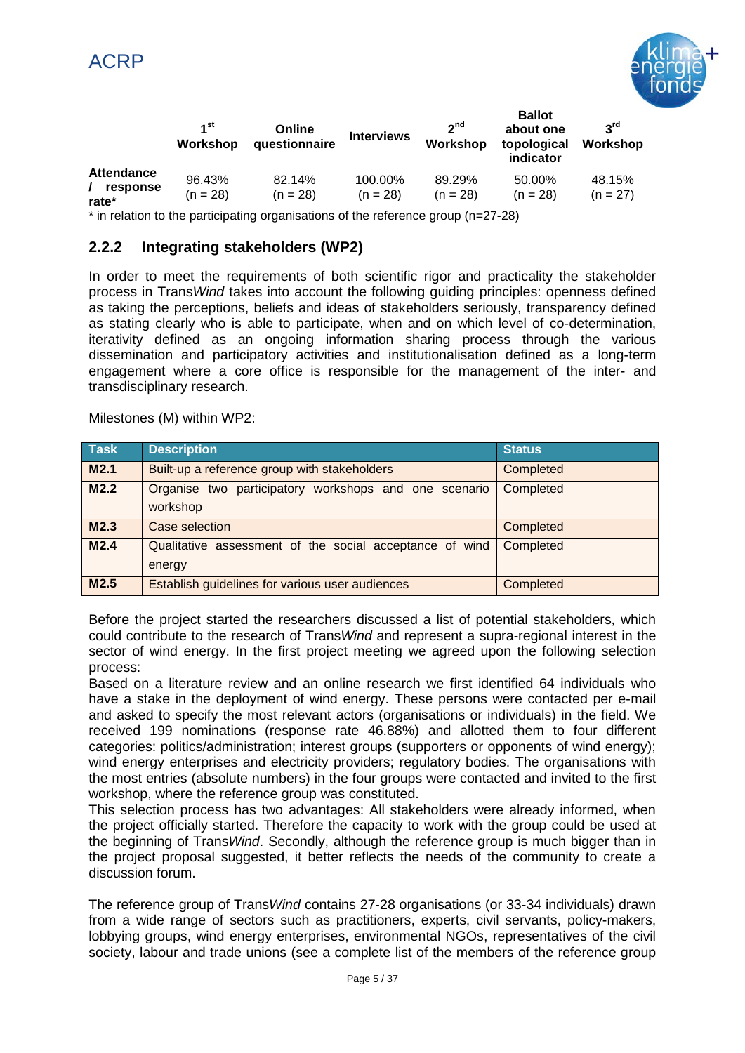| | 1[st] Workshop | Online questionnaire | Interviews | 2[nd] Workshop | Ballot about one topological indicator | 3[rd] Workshop |
|---|---|---|---|---|---|---|
| **Attendance / response rate*** | 96.43% (n = 28) | 82.14% (n = 28) | 100.00% (n = 28) | 89.29% (n = 28) | 50.00% (n = 28) | 48.15% (n = 27) |

* in relation to the participating organisations of the reference group (n=27-28)

### 2.2.2 Integrating stakeholders (WP2)

In order to meet the requirements of both scientific rigor and practicality the stakeholder process in Trans*Wind* takes into account the following guiding principles: openness defined as taking the perceptions, beliefs and ideas of stakeholders seriously, transparency defined as stating clearly who is able to participate, when and on which level of co-determination, iterativity defined as an ongoing information sharing process through the various dissemination and participatory activities and institutionalisation defined as a long-term engagement where a core office is responsible for the management of the inter- and transdisciplinary research.

Milestones (M) within WP2:

| Task | Description | Status |
|---|---|---|
| **M2.1** | Built-up a reference group with stakeholders | Completed |
| **M2.2** | Organise two participatory workshops and one scenario workshop | Completed |
| **M2.3** | Case selection | Completed |
| **M2.4** | Qualitative assessment of the social acceptance of wind energy | Completed |
| **M2.5** | Establish guidelines for various user audiences | Completed |

Before the project started the researchers discussed a list of potential stakeholders, which could contribute to the research of Trans*Wind* and represent a supra-regional interest in the sector of wind energy. In the first project meeting we agreed upon the following selection process:

Based on a literature review and an online research we first identified 64 individuals who have a stake in the deployment of wind energy. These persons were contacted per e-mail and asked to specify the most relevant actors (organisations or individuals) in the field. We received 199 nominations (response rate 46.88%) and allotted them to four different categories: politics/administration; interest groups (supporters or opponents of wind energy); wind energy enterprises and electricity providers; regulatory bodies. The organisations with the most entries (absolute numbers) in the four groups were contacted and invited to the first workshop, where the reference group was constituted.

This selection process has two advantages: All stakeholders were already informed, when the project officially started. Therefore the capacity to work with the group could be used at the beginning of Trans*Wind*. Secondly, although the reference group is much bigger than in the project proposal suggested, it better reflects the needs of the community to create a discussion forum.

The reference group of Trans*Wind* contains 27-28 organisations (or 33-34 individuals) drawn from a wide range of sectors such as practitioners, experts, civil servants, policy-makers, lobbying groups, wind energy enterprises, environmental NGOs, representatives of the civil society, labour and trade unions (see a complete list of the members of the reference group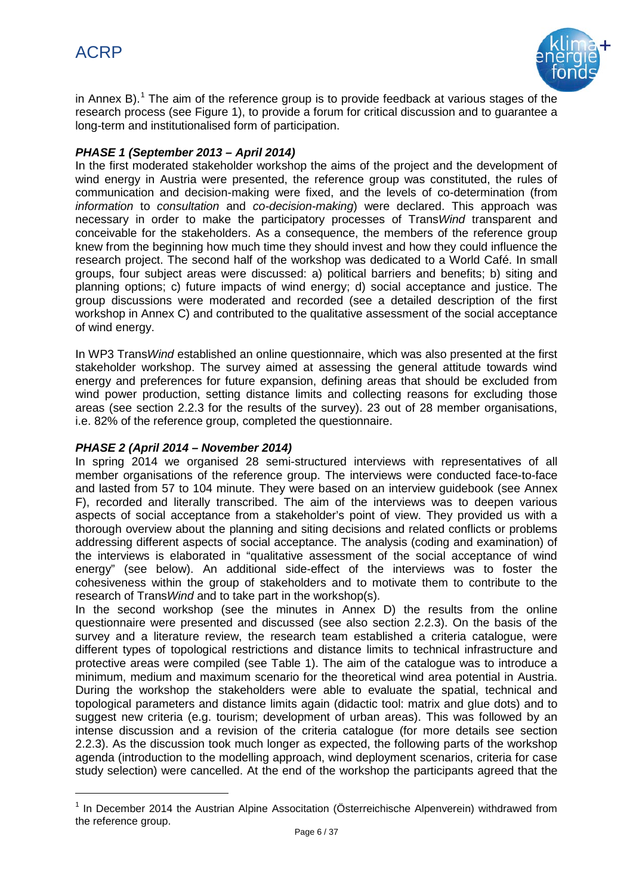in Annex B).[1] The aim of the reference group is to provide feedback at various stages of the research process (see Figure 1), to provide a forum for critical discussion and to guarantee a long-term and institutionalised form of participation.

***PHASE 1 (September 2013 – April 2014)***

In the first moderated stakeholder workshop the aims of the project and the development of wind energy in Austria were presented, the reference group was constituted, the rules of communication and decision-making were fixed, and the levels of co-determination (from *information* to *consultation* and *co-decision-making*) were declared. This approach was necessary in order to make the participatory processes of Trans*Wind* transparent and conceivable for the stakeholders. As a consequence, the members of the reference group knew from the beginning how much time they should invest and how they could influence the research project. The second half of the workshop was dedicated to a World Café. In small groups, four subject areas were discussed: a) political barriers and benefits; b) siting and planning options; c) future impacts of wind energy; d) social acceptance and justice. The group discussions were moderated and recorded (see a detailed description of the first workshop in Annex C) and contributed to the qualitative assessment of the social acceptance of wind energy.

In WP3 Trans*Wind* established an online questionnaire, which was also presented at the first stakeholder workshop. The survey aimed at assessing the general attitude towards wind energy and preferences for future expansion, defining areas that should be excluded from wind power production, setting distance limits and collecting reasons for excluding those areas (see section 2.2.3 for the results of the survey). 23 out of 28 member organisations, i.e. 82% of the reference group, completed the questionnaire.

***PHASE 2 (April 2014 – November 2014)***

In spring 2014 we organised 28 semi-structured interviews with representatives of all member organisations of the reference group. The interviews were conducted face-to-face and lasted from 57 to 104 minute. They were based on an interview guidebook (see Annex F), recorded and literally transcribed. The aim of the interviews was to deepen various aspects of social acceptance from a stakeholder's point of view. They provided us with a thorough overview about the planning and siting decisions and related conflicts or problems addressing different aspects of social acceptance. The analysis (coding and examination) of the interviews is elaborated in "qualitative assessment of the social acceptance of wind energy" (see below). An additional side-effect of the interviews was to foster the cohesiveness within the group of stakeholders and to motivate them to contribute to the research of Trans*Wind* and to take part in the workshop(s).

In the second workshop (see the minutes in Annex D) the results from the online questionnaire were presented and discussed (see also section 2.2.3). On the basis of the survey and a literature review, the research team established a criteria catalogue, were different types of topological restrictions and distance limits to technical infrastructure and protective areas were compiled (see Table 1). The aim of the catalogue was to introduce a minimum, medium and maximum scenario for the theoretical wind area potential in Austria. During the workshop the stakeholders were able to evaluate the spatial, technical and topological parameters and distance limits again (didactic tool: matrix and glue dots) and to suggest new criteria (e.g. tourism; development of urban areas). This was followed by an intense discussion and a revision of the criteria catalogue (for more details see section 2.2.3). As the discussion took much longer as expected, the following parts of the workshop agenda (introduction to the modelling approach, wind deployment scenarios, criteria for case study selection) were cancelled. At the end of the workshop the participants agreed that the

[1] In December 2014 the Austrian Alpine Associtation (Österreichische Alpenverein) withdrawed from the reference group.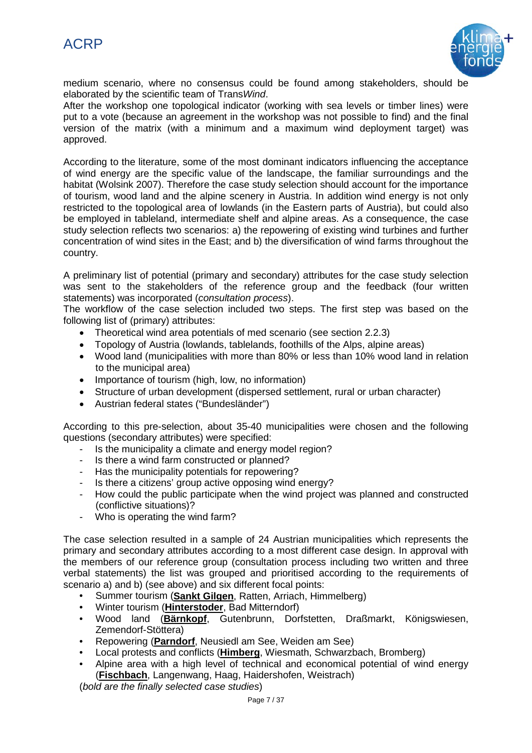medium scenario, where no consensus could be found among stakeholders, should be elaborated by the scientific team of Trans*Wind*.
After the workshop one topological indicator (working with sea levels or timber lines) were put to a vote (because an agreement in the workshop was not possible to find) and the final version of the matrix (with a minimum and a maximum wind deployment target) was approved.

According to the literature, some of the most dominant indicators influencing the acceptance of wind energy are the specific value of the landscape, the familiar surroundings and the habitat (Wolsink 2007). Therefore the case study selection should account for the importance of tourism, wood land and the alpine scenery in Austria. In addition wind energy is not only restricted to the topological area of lowlands (in the Eastern parts of Austria), but could also be employed in tableland, intermediate shelf and alpine areas. As a consequence, the case study selection reflects two scenarios: a) the repowering of existing wind turbines and further concentration of wind sites in the East; and b) the diversification of wind farms throughout the country.

A preliminary list of potential (primary and secondary) attributes for the case study selection was sent to the stakeholders of the reference group and the feedback (four written statements) was incorporated (*consultation process*).
The workflow of the case selection included two steps. The first step was based on the following list of (primary) attributes:

- Theoretical wind area potentials of med scenario (see section 2.2.3)
- Topology of Austria (lowlands, tablelands, foothills of the Alps, alpine areas)
- Wood land (municipalities with more than 80% or less than 10% wood land in relation to the municipal area)
- Importance of tourism (high, low, no information)
- Structure of urban development (dispersed settlement, rural or urban character)
- Austrian federal states ("Bundesländer")

According to this pre-selection, about 35-40 municipalities were chosen and the following questions (secondary attributes) were specified:

- Is the municipality a climate and energy model region?
- Is there a wind farm constructed or planned?
- Has the municipality potentials for repowering?
- Is there a citizens' group active opposing wind energy?
- How could the public participate when the wind project was planned and constructed (conflictive situations)?
- Who is operating the wind farm?

The case selection resulted in a sample of 24 Austrian municipalities which represents the primary and secondary attributes according to a most different case design. In approval with the members of our reference group (consultation process including two written and three verbal statements) the list was grouped and prioritised according to the requirements of scenario a) and b) (see above) and six different focal points:

- Summer tourism (**Sankt Gilgen**, Ratten, Arriach, Himmelberg)
- Winter tourism (**Hinterstoder**, Bad Mitterndorf)
- Wood land (**Bärnkopf**, Gutenbrunn, Dorfstetten, Draßmarkt, Königswiesen, Zemendorf-Stöttera)
- Repowering (**Parndorf**, Neusiedl am See, Weiden am See)
- Local protests and conflicts (**Himberg**, Wiesmath, Schwarzbach, Bromberg)
- Alpine area with a high level of technical and economical potential of wind energy (**Fischbach**, Langenwang, Haag, Haidershofen, Weistrach)

(*bold are the finally selected case studies*)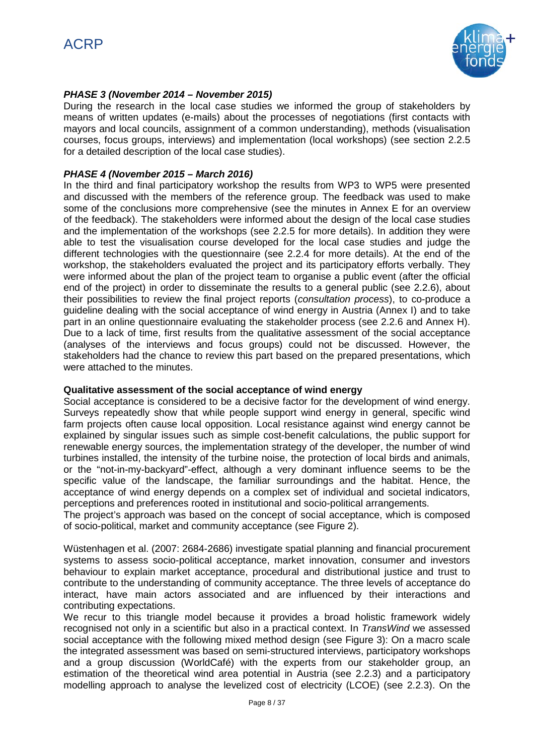***PHASE 3 (November 2014 – November 2015)***

During the research in the local case studies we informed the group of stakeholders by means of written updates (e-mails) about the processes of negotiations (first contacts with mayors and local councils, assignment of a common understanding), methods (visualisation courses, focus groups, interviews) and implementation (local workshops) (see section 2.2.5 for a detailed description of the local case studies).

***PHASE 4 (November 2015 – March 2016)***

In the third and final participatory workshop the results from WP3 to WP5 were presented and discussed with the members of the reference group. The feedback was used to make some of the conclusions more comprehensive (see the minutes in Annex E for an overview of the feedback). The stakeholders were informed about the design of the local case studies and the implementation of the workshops (see 2.2.5 for more details). In addition they were able to test the visualisation course developed for the local case studies and judge the different technologies with the questionnaire (see 2.2.4 for more details). At the end of the workshop, the stakeholders evaluated the project and its participatory efforts verbally. They were informed about the plan of the project team to organise a public event (after the official end of the project) in order to disseminate the results to a general public (see 2.2.6), about their possibilities to review the final project reports (*consultation process*), to co-produce a guideline dealing with the social acceptance of wind energy in Austria (Annex I) and to take part in an online questionnaire evaluating the stakeholder process (see 2.2.6 and Annex H). Due to a lack of time, first results from the qualitative assessment of the social acceptance (analyses of the interviews and focus groups) could not be discussed. However, the stakeholders had the chance to review this part based on the prepared presentations, which were attached to the minutes.

**Qualitative assessment of the social acceptance of wind energy**

Social acceptance is considered to be a decisive factor for the development of wind energy. Surveys repeatedly show that while people support wind energy in general, specific wind farm projects often cause local opposition. Local resistance against wind energy cannot be explained by singular issues such as simple cost-benefit calculations, the public support for renewable energy sources, the implementation strategy of the developer, the number of wind turbines installed, the intensity of the turbine noise, the protection of local birds and animals, or the "not-in-my-backyard"-effect, although a very dominant influence seems to be the specific value of the landscape, the familiar surroundings and the habitat. Hence, the acceptance of wind energy depends on a complex set of individual and societal indicators, perceptions and preferences rooted in institutional and socio-political arrangements.

The project's approach was based on the concept of social acceptance, which is composed of socio-political, market and community acceptance (see Figure 2).

Wüstenhagen et al. (2007: 2684-2686) investigate spatial planning and financial procurement systems to assess socio-political acceptance, market innovation, consumer and investors behaviour to explain market acceptance, procedural and distributional justice and trust to contribute to the understanding of community acceptance. The three levels of acceptance do interact, have main actors associated and are influenced by their interactions and contributing expectations.

We recur to this triangle model because it provides a broad holistic framework widely recognised not only in a scientific but also in a practical context. In *TransWind* we assessed social acceptance with the following mixed method design (see Figure 3): On a macro scale the integrated assessment was based on semi-structured interviews, participatory workshops and a group discussion (WorldCafé) with the experts from our stakeholder group, an estimation of the theoretical wind area potential in Austria (see 2.2.3) and a participatory modelling approach to analyse the levelized cost of electricity (LCOE) (see 2.2.3). On the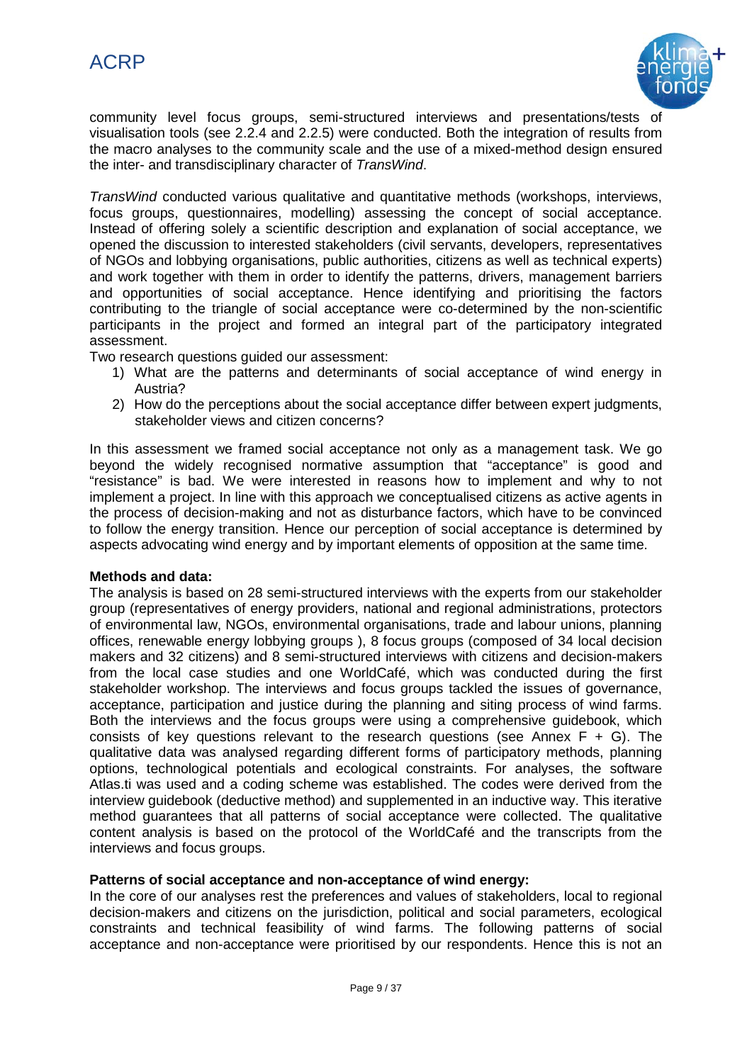community level focus groups, semi-structured interviews and presentations/tests of visualisation tools (see 2.2.4 and 2.2.5) were conducted. Both the integration of results from the macro analyses to the community scale and the use of a mixed-method design ensured the inter- and transdisciplinary character of *TransWind*.

*TransWind* conducted various qualitative and quantitative methods (workshops, interviews, focus groups, questionnaires, modelling) assessing the concept of social acceptance. Instead of offering solely a scientific description and explanation of social acceptance, we opened the discussion to interested stakeholders (civil servants, developers, representatives of NGOs and lobbying organisations, public authorities, citizens as well as technical experts) and work together with them in order to identify the patterns, drivers, management barriers and opportunities of social acceptance. Hence identifying and prioritising the factors contributing to the triangle of social acceptance were co-determined by the non-scientific participants in the project and formed an integral part of the participatory integrated assessment.

Two research questions guided our assessment:

1) What are the patterns and determinants of social acceptance of wind energy in Austria?
2) How do the perceptions about the social acceptance differ between expert judgments, stakeholder views and citizen concerns?

In this assessment we framed social acceptance not only as a management task. We go beyond the widely recognised normative assumption that "acceptance" is good and "resistance" is bad. We were interested in reasons how to implement and why to not implement a project. In line with this approach we conceptualised citizens as active agents in the process of decision-making and not as disturbance factors, which have to be convinced to follow the energy transition. Hence our perception of social acceptance is determined by aspects advocating wind energy and by important elements of opposition at the same time.

**Methods and data:**

The analysis is based on 28 semi-structured interviews with the experts from our stakeholder group (representatives of energy providers, national and regional administrations, protectors of environmental law, NGOs, environmental organisations, trade and labour unions, planning offices, renewable energy lobbying groups ), 8 focus groups (composed of 34 local decision makers and 32 citizens) and 8 semi-structured interviews with citizens and decision-makers from the local case studies and one WorldCafé, which was conducted during the first stakeholder workshop. The interviews and focus groups tackled the issues of governance, acceptance, participation and justice during the planning and siting process of wind farms. Both the interviews and the focus groups were using a comprehensive guidebook, which consists of key questions relevant to the research questions (see Annex F + G). The qualitative data was analysed regarding different forms of participatory methods, planning options, technological potentials and ecological constraints. For analyses, the software Atlas.ti was used and a coding scheme was established. The codes were derived from the interview guidebook (deductive method) and supplemented in an inductive way. This iterative method guarantees that all patterns of social acceptance were collected. The qualitative content analysis is based on the protocol of the WorldCafé and the transcripts from the interviews and focus groups.

**Patterns of social acceptance and non-acceptance of wind energy:**

In the core of our analyses rest the preferences and values of stakeholders, local to regional decision-makers and citizens on the jurisdiction, political and social parameters, ecological constraints and technical feasibility of wind farms. The following patterns of social acceptance and non-acceptance were prioritised by our respondents. Hence this is not an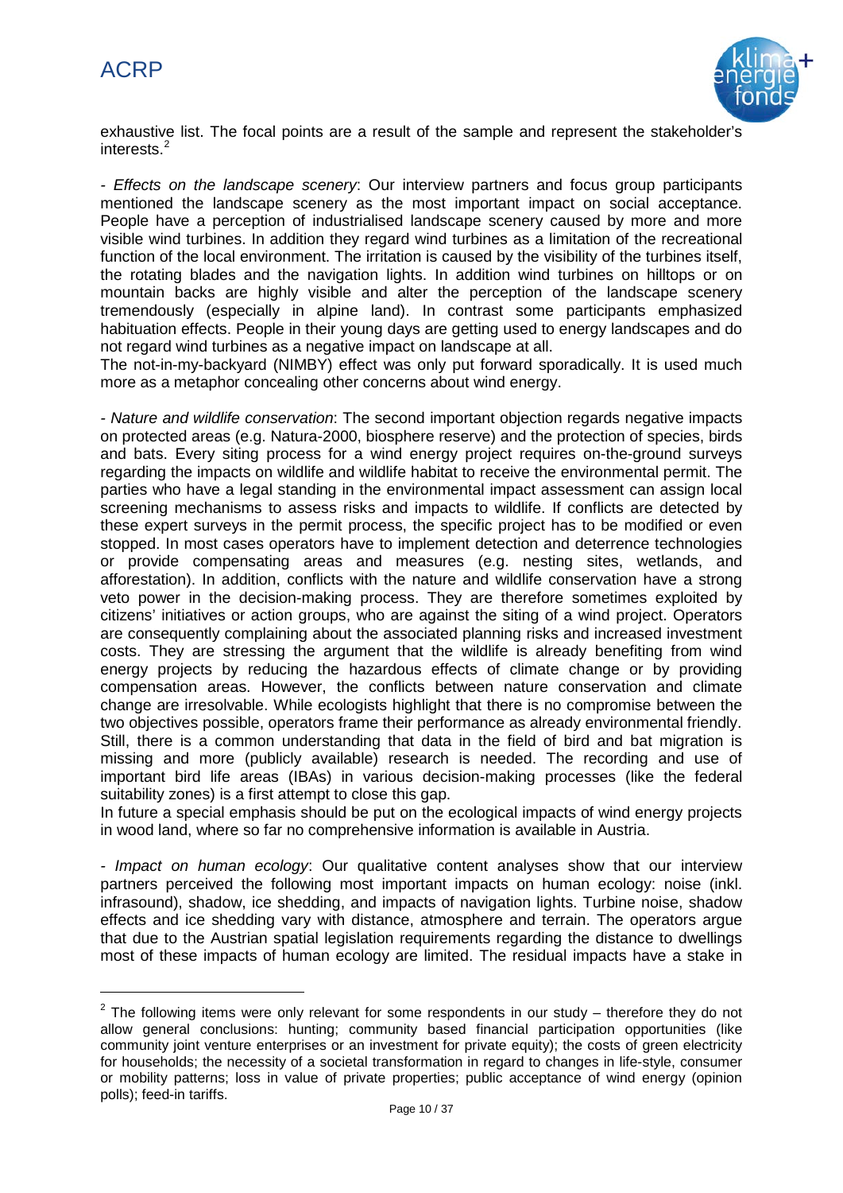exhaustive list. The focal points are a result of the sample and represent the stakeholder's interests.[2]

- *Effects on the landscape scenery*: Our interview partners and focus group participants mentioned the landscape scenery as the most important impact on social acceptance. People have a perception of industrialised landscape scenery caused by more and more visible wind turbines. In addition they regard wind turbines as a limitation of the recreational function of the local environment. The irritation is caused by the visibility of the turbines itself, the rotating blades and the navigation lights. In addition wind turbines on hilltops or on mountain backs are highly visible and alter the perception of the landscape scenery tremendously (especially in alpine land). In contrast some participants emphasized habituation effects. People in their young days are getting used to energy landscapes and do not regard wind turbines as a negative impact on landscape at all.

The not-in-my-backyard (NIMBY) effect was only put forward sporadically. It is used much more as a metaphor concealing other concerns about wind energy.

- *Nature and wildlife conservation*: The second important objection regards negative impacts on protected areas (e.g. Natura-2000, biosphere reserve) and the protection of species, birds and bats. Every siting process for a wind energy project requires on-the-ground surveys regarding the impacts on wildlife and wildlife habitat to receive the environmental permit. The parties who have a legal standing in the environmental impact assessment can assign local screening mechanisms to assess risks and impacts to wildlife. If conflicts are detected by these expert surveys in the permit process, the specific project has to be modified or even stopped. In most cases operators have to implement detection and deterrence technologies or provide compensating areas and measures (e.g. nesting sites, wetlands, and afforestation). In addition, conflicts with the nature and wildlife conservation have a strong veto power in the decision-making process. They are therefore sometimes exploited by citizens' initiatives or action groups, who are against the siting of a wind project. Operators are consequently complaining about the associated planning risks and increased investment costs. They are stressing the argument that the wildlife is already benefiting from wind energy projects by reducing the hazardous effects of climate change or by providing compensation areas. However, the conflicts between nature conservation and climate change are irresolvable. While ecologists highlight that there is no compromise between the two objectives possible, operators frame their performance as already environmental friendly. Still, there is a common understanding that data in the field of bird and bat migration is missing and more (publicly available) research is needed. The recording and use of important bird life areas (IBAs) in various decision-making processes (like the federal suitability zones) is a first attempt to close this gap.

In future a special emphasis should be put on the ecological impacts of wind energy projects in wood land, where so far no comprehensive information is available in Austria.

- *Impact on human ecology*: Our qualitative content analyses show that our interview partners perceived the following most important impacts on human ecology: noise (inkl. infrasound), shadow, ice shedding, and impacts of navigation lights. Turbine noise, shadow effects and ice shedding vary with distance, atmosphere and terrain. The operators argue that due to the Austrian spatial legislation requirements regarding the distance to dwellings most of these impacts of human ecology are limited. The residual impacts have a stake in

[2] The following items were only relevant for some respondents in our study – therefore they do not allow general conclusions: hunting; community based financial participation opportunities (like community joint venture enterprises or an investment for private equity); the costs of green electricity for households; the necessity of a societal transformation in regard to changes in life-style, consumer or mobility patterns; loss in value of private properties; public acceptance of wind energy (opinion polls); feed-in tariffs.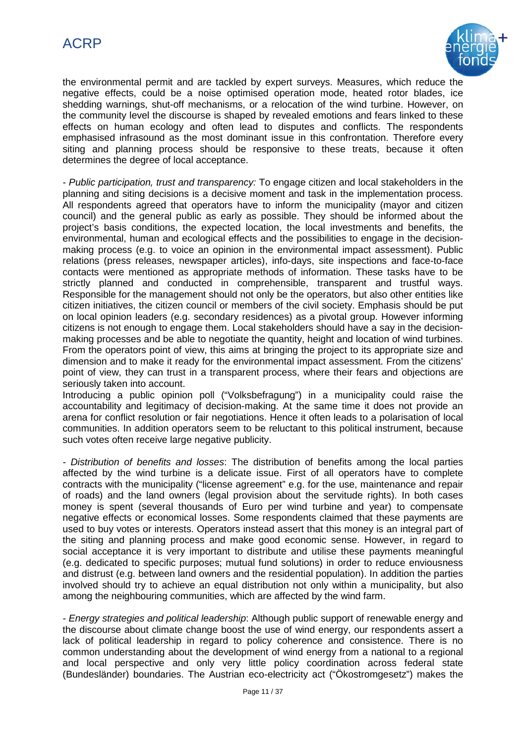the environmental permit and are tackled by expert surveys. Measures, which reduce the negative effects, could be a noise optimised operation mode, heated rotor blades, ice shedding warnings, shut-off mechanisms, or a relocation of the wind turbine. However, on the community level the discourse is shaped by revealed emotions and fears linked to these effects on human ecology and often lead to disputes and conflicts. The respondents emphasised infrasound as the most dominant issue in this confrontation. Therefore every siting and planning process should be responsive to these treats, because it often determines the degree of local acceptance.

- *Public participation, trust and transparency:* To engage citizen and local stakeholders in the planning and siting decisions is a decisive moment and task in the implementation process. All respondents agreed that operators have to inform the municipality (mayor and citizen council) and the general public as early as possible. They should be informed about the project's basis conditions, the expected location, the local investments and benefits, the environmental, human and ecological effects and the possibilities to engage in the decision-making process (e.g. to voice an opinion in the environmental impact assessment). Public relations (press releases, newspaper articles), info-days, site inspections and face-to-face contacts were mentioned as appropriate methods of information. These tasks have to be strictly planned and conducted in comprehensible, transparent and trustful ways. Responsible for the management should not only be the operators, but also other entities like citizen initiatives, the citizen council or members of the civil society. Emphasis should be put on local opinion leaders (e.g. secondary residences) as a pivotal group. However informing citizens is not enough to engage them. Local stakeholders should have a say in the decision-making processes and be able to negotiate the quantity, height and location of wind turbines. From the operators point of view, this aims at bringing the project to its appropriate size and dimension and to make it ready for the environmental impact assessment. From the citizens' point of view, they can trust in a transparent process, where their fears and objections are seriously taken into account.

Introducing a public opinion poll ("Volksbefragung") in a municipality could raise the accountability and legitimacy of decision-making. At the same time it does not provide an arena for conflict resolution or fair negotiations. Hence it often leads to a polarisation of local communities. In addition operators seem to be reluctant to this political instrument, because such votes often receive large negative publicity.

- *Distribution of benefits and losses*: The distribution of benefits among the local parties affected by the wind turbine is a delicate issue. First of all operators have to complete contracts with the municipality ("license agreement" e.g. for the use, maintenance and repair of roads) and the land owners (legal provision about the servitude rights). In both cases money is spent (several thousands of Euro per wind turbine and year) to compensate negative effects or economical losses. Some respondents claimed that these payments are used to buy votes or interests. Operators instead assert that this money is an integral part of the siting and planning process and make good economic sense. However, in regard to social acceptance it is very important to distribute and utilise these payments meaningful (e.g. dedicated to specific purposes; mutual fund solutions) in order to reduce enviousness and distrust (e.g. between land owners and the residential population). In addition the parties involved should try to achieve an equal distribution not only within a municipality, but also among the neighbouring communities, which are affected by the wind farm.

- *Energy strategies and political leadership*: Although public support of renewable energy and the discourse about climate change boost the use of wind energy, our respondents assert a lack of political leadership in regard to policy coherence and consistence. There is no common understanding about the development of wind energy from a national to a regional and local perspective and only very little policy coordination across federal state (Bundesländer) boundaries. The Austrian eco-electricity act ("Ökostromgesetz") makes the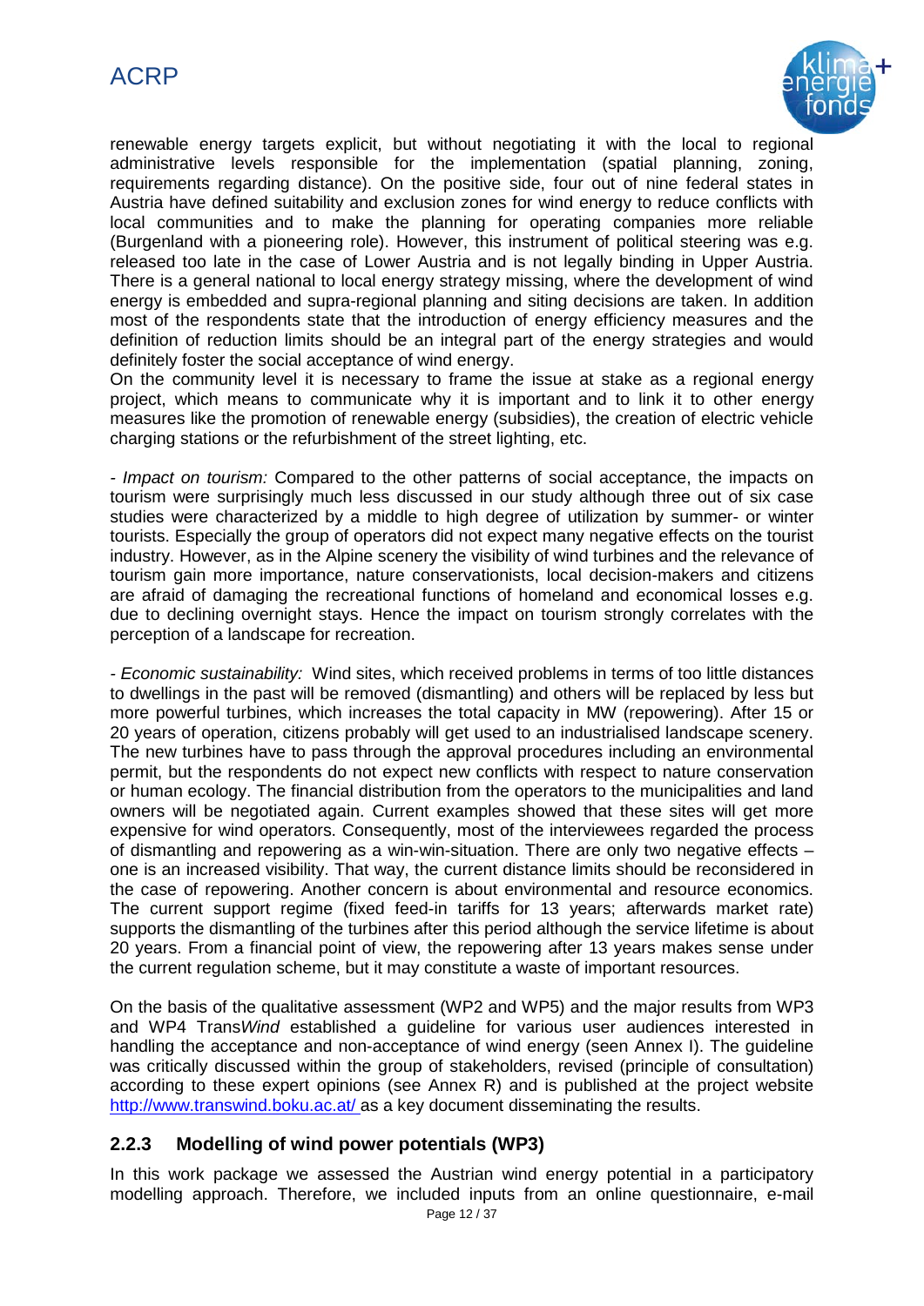renewable energy targets explicit, but without negotiating it with the local to regional administrative levels responsible for the implementation (spatial planning, zoning, requirements regarding distance). On the positive side, four out of nine federal states in Austria have defined suitability and exclusion zones for wind energy to reduce conflicts with local communities and to make the planning for operating companies more reliable (Burgenland with a pioneering role). However, this instrument of political steering was e.g. released too late in the case of Lower Austria and is not legally binding in Upper Austria. There is a general national to local energy strategy missing, where the development of wind energy is embedded and supra-regional planning and siting decisions are taken. In addition most of the respondents state that the introduction of energy efficiency measures and the definition of reduction limits should be an integral part of the energy strategies and would definitely foster the social acceptance of wind energy.
On the community level it is necessary to frame the issue at stake as a regional energy project, which means to communicate why it is important and to link it to other energy measures like the promotion of renewable energy (subsidies), the creation of electric vehicle charging stations or the refurbishment of the street lighting, etc.

- *Impact on tourism:* Compared to the other patterns of social acceptance, the impacts on tourism were surprisingly much less discussed in our study although three out of six case studies were characterized by a middle to high degree of utilization by summer- or winter tourists. Especially the group of operators did not expect many negative effects on the tourist industry. However, as in the Alpine scenery the visibility of wind turbines and the relevance of tourism gain more importance, nature conservationists, local decision-makers and citizens are afraid of damaging the recreational functions of homeland and economical losses e.g. due to declining overnight stays. Hence the impact on tourism strongly correlates with the perception of a landscape for recreation.

- *Economic sustainability:* Wind sites, which received problems in terms of too little distances to dwellings in the past will be removed (dismantling) and others will be replaced by less but more powerful turbines, which increases the total capacity in MW (repowering). After 15 or 20 years of operation, citizens probably will get used to an industrialised landscape scenery. The new turbines have to pass through the approval procedures including an environmental permit, but the respondents do not expect new conflicts with respect to nature conservation or human ecology. The financial distribution from the operators to the municipalities and land owners will be negotiated again. Current examples showed that these sites will get more expensive for wind operators. Consequently, most of the interviewees regarded the process of dismantling and repowering as a win-win-situation. There are only two negative effects – one is an increased visibility. That way, the current distance limits should be reconsidered in the case of repowering. Another concern is about environmental and resource economics. The current support regime (fixed feed-in tariffs for 13 years; afterwards market rate) supports the dismantling of the turbines after this period although the service lifetime is about 20 years. From a financial point of view, the repowering after 13 years makes sense under the current regulation scheme, but it may constitute a waste of important resources.

On the basis of the qualitative assessment (WP2 and WP5) and the major results from WP3 and WP4 Trans*Wind* established a guideline for various user audiences interested in handling the acceptance and non-acceptance of wind energy (seen Annex I). The guideline was critically discussed within the group of stakeholders, revised (principle of consultation) according to these expert opinions (see Annex R) and is published at the project website http://www.transwind.boku.ac.at/ as a key document disseminating the results.

### 2.2.3 Modelling of wind power potentials (WP3)

In this work package we assessed the Austrian wind energy potential in a participatory modelling approach. Therefore, we included inputs from an online questionnaire, e-mail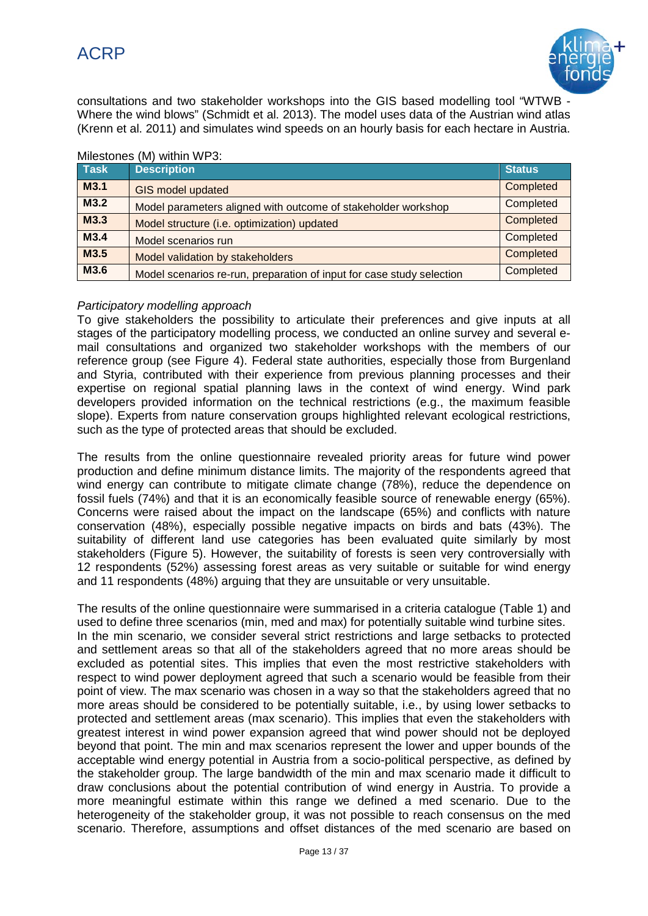consultations and two stakeholder workshops into the GIS based modelling tool "WTWB - Where the wind blows" (Schmidt et al. 2013). The model uses data of the Austrian wind atlas (Krenn et al. 2011) and simulates wind speeds on an hourly basis for each hectare in Austria.

Milestones (M) within WP3:

| Task | Description | Status |
|---|---|---|
| **M3.1** | GIS model updated | Completed |
| **M3.2** | Model parameters aligned with outcome of stakeholder workshop | Completed |
| **M3.3** | Model structure (i.e. optimization) updated | Completed |
| **M3.4** | Model scenarios run | Completed |
| **M3.5** | Model validation by stakeholders | Completed |
| **M3.6** | Model scenarios re-run, preparation of input for case study selection | Completed |

*Participatory modelling approach*

To give stakeholders the possibility to articulate their preferences and give inputs at all stages of the participatory modelling process, we conducted an online survey and several e-mail consultations and organized two stakeholder workshops with the members of our reference group (see Figure 4). Federal state authorities, especially those from Burgenland and Styria, contributed with their experience from previous planning processes and their expertise on regional spatial planning laws in the context of wind energy. Wind park developers provided information on the technical restrictions (e.g., the maximum feasible slope). Experts from nature conservation groups highlighted relevant ecological restrictions, such as the type of protected areas that should be excluded.

The results from the online questionnaire revealed priority areas for future wind power production and define minimum distance limits. The majority of the respondents agreed that wind energy can contribute to mitigate climate change (78%), reduce the dependence on fossil fuels (74%) and that it is an economically feasible source of renewable energy (65%). Concerns were raised about the impact on the landscape (65%) and conflicts with nature conservation (48%), especially possible negative impacts on birds and bats (43%). The suitability of different land use categories has been evaluated quite similarly by most stakeholders (Figure 5). However, the suitability of forests is seen very controversially with 12 respondents (52%) assessing forest areas as very suitable or suitable for wind energy and 11 respondents (48%) arguing that they are unsuitable or very unsuitable.

The results of the online questionnaire were summarised in a criteria catalogue (Table 1) and used to define three scenarios (min, med and max) for potentially suitable wind turbine sites. In the min scenario, we consider several strict restrictions and large setbacks to protected and settlement areas so that all of the stakeholders agreed that no more areas should be excluded as potential sites. This implies that even the most restrictive stakeholders with respect to wind power deployment agreed that such a scenario would be feasible from their point of view. The max scenario was chosen in a way so that the stakeholders agreed that no more areas should be considered to be potentially suitable, i.e., by using lower setbacks to protected and settlement areas (max scenario). This implies that even the stakeholders with greatest interest in wind power expansion agreed that wind power should not be deployed beyond that point. The min and max scenarios represent the lower and upper bounds of the acceptable wind energy potential in Austria from a socio-political perspective, as defined by the stakeholder group. The large bandwidth of the min and max scenario made it difficult to draw conclusions about the potential contribution of wind energy in Austria. To provide a more meaningful estimate within this range we defined a med scenario. Due to the heterogeneity of the stakeholder group, it was not possible to reach consensus on the med scenario. Therefore, assumptions and offset distances of the med scenario are based on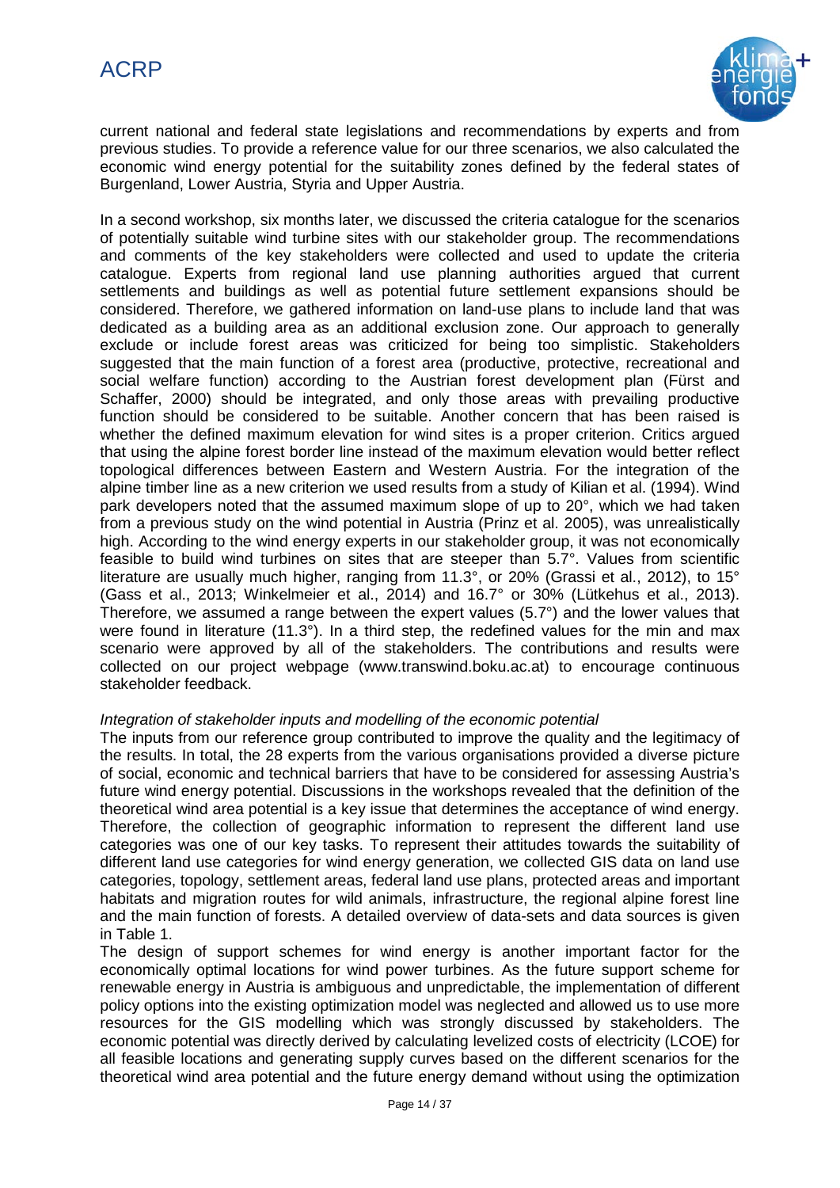current national and federal state legislations and recommendations by experts and from previous studies. To provide a reference value for our three scenarios, we also calculated the economic wind energy potential for the suitability zones defined by the federal states of Burgenland, Lower Austria, Styria and Upper Austria.

In a second workshop, six months later, we discussed the criteria catalogue for the scenarios of potentially suitable wind turbine sites with our stakeholder group. The recommendations and comments of the key stakeholders were collected and used to update the criteria catalogue. Experts from regional land use planning authorities argued that current settlements and buildings as well as potential future settlement expansions should be considered. Therefore, we gathered information on land-use plans to include land that was dedicated as a building area as an additional exclusion zone. Our approach to generally exclude or include forest areas was criticized for being too simplistic. Stakeholders suggested that the main function of a forest area (productive, protective, recreational and social welfare function) according to the Austrian forest development plan (Fürst and Schaffer, 2000) should be integrated, and only those areas with prevailing productive function should be considered to be suitable. Another concern that has been raised is whether the defined maximum elevation for wind sites is a proper criterion. Critics argued that using the alpine forest border line instead of the maximum elevation would better reflect topological differences between Eastern and Western Austria. For the integration of the alpine timber line as a new criterion we used results from a study of Kilian et al. (1994). Wind park developers noted that the assumed maximum slope of up to 20°, which we had taken from a previous study on the wind potential in Austria (Prinz et al. 2005), was unrealistically high. According to the wind energy experts in our stakeholder group, it was not economically feasible to build wind turbines on sites that are steeper than 5.7°. Values from scientific literature are usually much higher, ranging from 11.3°, or 20% (Grassi et al., 2012), to 15° (Gass et al., 2013; Winkelmeier et al., 2014) and 16.7° or 30% (Lütkehus et al., 2013). Therefore, we assumed a range between the expert values (5.7°) and the lower values that were found in literature (11.3°). In a third step, the redefined values for the min and max scenario were approved by all of the stakeholders. The contributions and results were collected on our project webpage (www.transwind.boku.ac.at) to encourage continuous stakeholder feedback.

*Integration of stakeholder inputs and modelling of the economic potential*

The inputs from our reference group contributed to improve the quality and the legitimacy of the results. In total, the 28 experts from the various organisations provided a diverse picture of social, economic and technical barriers that have to be considered for assessing Austria's future wind energy potential. Discussions in the workshops revealed that the definition of the theoretical wind area potential is a key issue that determines the acceptance of wind energy. Therefore, the collection of geographic information to represent the different land use categories was one of our key tasks. To represent their attitudes towards the suitability of different land use categories for wind energy generation, we collected GIS data on land use categories, topology, settlement areas, federal land use plans, protected areas and important habitats and migration routes for wild animals, infrastructure, the regional alpine forest line and the main function of forests. A detailed overview of data-sets and data sources is given in Table 1.

The design of support schemes for wind energy is another important factor for the economically optimal locations for wind power turbines. As the future support scheme for renewable energy in Austria is ambiguous and unpredictable, the implementation of different policy options into the existing optimization model was neglected and allowed us to use more resources for the GIS modelling which was strongly discussed by stakeholders. The economic potential was directly derived by calculating levelized costs of electricity (LCOE) for all feasible locations and generating supply curves based on the different scenarios for the theoretical wind area potential and the future energy demand without using the optimization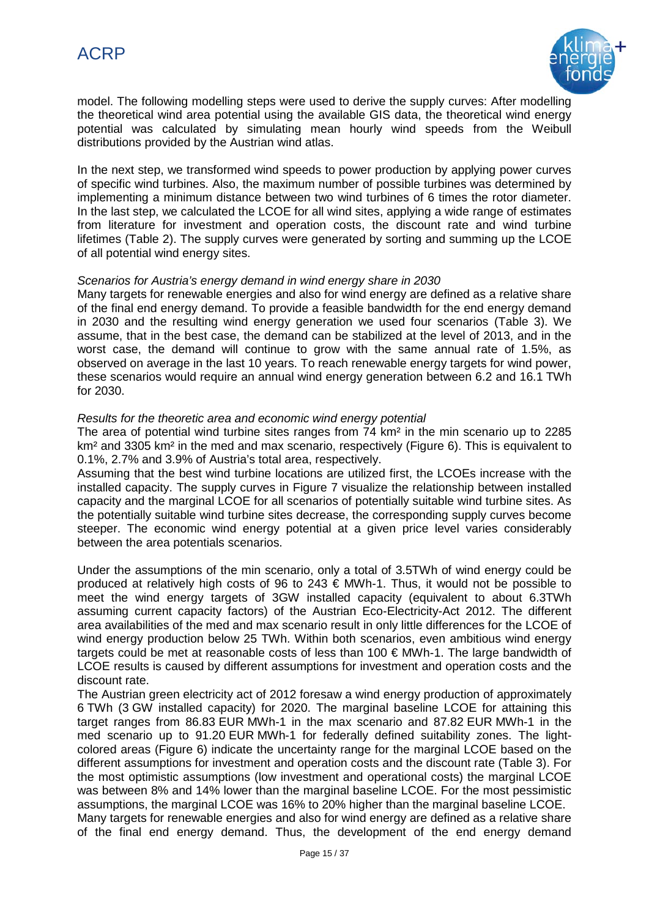model. The following modelling steps were used to derive the supply curves: After modelling the theoretical wind area potential using the available GIS data, the theoretical wind energy potential was calculated by simulating mean hourly wind speeds from the Weibull distributions provided by the Austrian wind atlas.

In the next step, we transformed wind speeds to power production by applying power curves of specific wind turbines. Also, the maximum number of possible turbines was determined by implementing a minimum distance between two wind turbines of 6 times the rotor diameter. In the last step, we calculated the LCOE for all wind sites, applying a wide range of estimates from literature for investment and operation costs, the discount rate and wind turbine lifetimes (Table 2). The supply curves were generated by sorting and summing up the LCOE of all potential wind energy sites.

*Scenarios for Austria's energy demand in wind energy share in 2030*

Many targets for renewable energies and also for wind energy are defined as a relative share of the final end energy demand. To provide a feasible bandwidth for the end energy demand in 2030 and the resulting wind energy generation we used four scenarios (Table 3). We assume, that in the best case, the demand can be stabilized at the level of 2013, and in the worst case, the demand will continue to grow with the same annual rate of 1.5%, as observed on average in the last 10 years. To reach renewable energy targets for wind power, these scenarios would require an annual wind energy generation between 6.2 and 16.1 TWh for 2030.

*Results for the theoretic area and economic wind energy potential*

The area of potential wind turbine sites ranges from 74 km² in the min scenario up to 2285 km² and 3305 km² in the med and max scenario, respectively (Figure 6). This is equivalent to 0.1%, 2.7% and 3.9% of Austria's total area, respectively.

Assuming that the best wind turbine locations are utilized first, the LCOEs increase with the installed capacity. The supply curves in Figure 7 visualize the relationship between installed capacity and the marginal LCOE for all scenarios of potentially suitable wind turbine sites. As the potentially suitable wind turbine sites decrease, the corresponding supply curves become steeper. The economic wind energy potential at a given price level varies considerably between the area potentials scenarios.

Under the assumptions of the min scenario, only a total of 3.5TWh of wind energy could be produced at relatively high costs of 96 to 243 € MWh-1. Thus, it would not be possible to meet the wind energy targets of 3GW installed capacity (equivalent to about 6.3TWh assuming current capacity factors) of the Austrian Eco-Electricity-Act 2012. The different area availabilities of the med and max scenario result in only little differences for the LCOE of wind energy production below 25 TWh. Within both scenarios, even ambitious wind energy targets could be met at reasonable costs of less than 100 € MWh-1. The large bandwidth of LCOE results is caused by different assumptions for investment and operation costs and the discount rate.

The Austrian green electricity act of 2012 foresaw a wind energy production of approximately 6 TWh (3 GW installed capacity) for 2020. The marginal baseline LCOE for attaining this target ranges from 86.83 EUR MWh-1 in the max scenario and 87.82 EUR MWh-1 in the med scenario up to 91.20 EUR MWh-1 for federally defined suitability zones. The light-colored areas (Figure 6) indicate the uncertainty range for the marginal LCOE based on the different assumptions for investment and operation costs and the discount rate (Table 3). For the most optimistic assumptions (low investment and operational costs) the marginal LCOE was between 8% and 14% lower than the marginal baseline LCOE. For the most pessimistic assumptions, the marginal LCOE was 16% to 20% higher than the marginal baseline LCOE.

Many targets for renewable energies and also for wind energy are defined as a relative share of the final end energy demand. Thus, the development of the end energy demand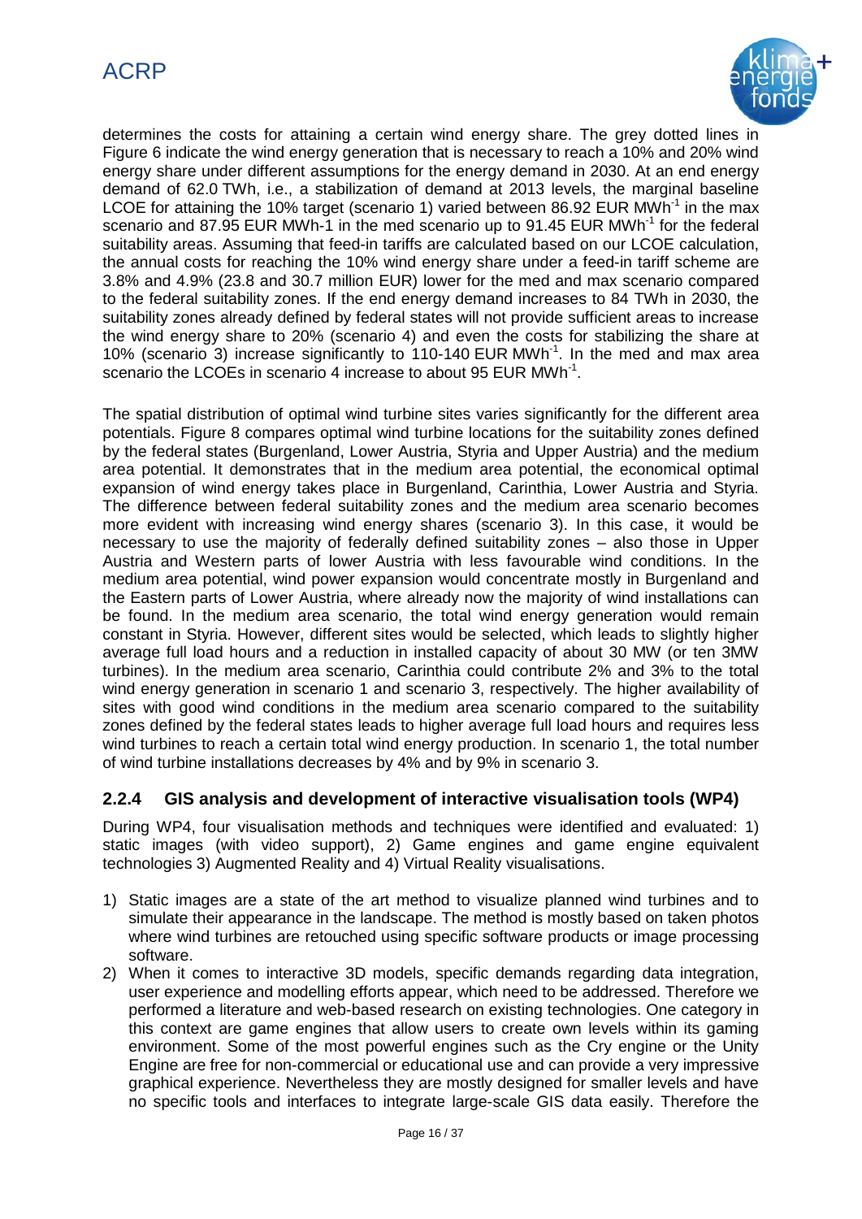determines the costs for attaining a certain wind energy share. The grey dotted lines in Figure 6 indicate the wind energy generation that is necessary to reach a 10% and 20% wind energy share under different assumptions for the energy demand in 2030. At an end energy demand of 62.0 TWh, i.e., a stabilization of demand at 2013 levels, the marginal baseline LCOE for attaining the 10% target (scenario 1) varied between 86.92 EUR $MWh^{-1}$ in the max scenario and 87.95 EUR MWh-1 in the med scenario up to 91.45 EUR $MWh^{-1}$ for the federal suitability areas. Assuming that feed-in tariffs are calculated based on our LCOE calculation, the annual costs for reaching the 10% wind energy share under a feed-in tariff scheme are 3.8% and 4.9% (23.8 and 30.7 million EUR) lower for the med and max scenario compared to the federal suitability zones. If the end energy demand increases to 84 TWh in 2030, the suitability zones already defined by federal states will not provide sufficient areas to increase the wind energy share to 20% (scenario 4) and even the costs for stabilizing the share at 10% (scenario 3) increase significantly to 110-140 EUR $MWh^{-1}$. In the med and max area scenario the LCOEs in scenario 4 increase to about 95 EUR $MWh^{-1}$.

The spatial distribution of optimal wind turbine sites varies significantly for the different area potentials. Figure 8 compares optimal wind turbine locations for the suitability zones defined by the federal states (Burgenland, Lower Austria, Styria and Upper Austria) and the medium area potential. It demonstrates that in the medium area potential, the economical optimal expansion of wind energy takes place in Burgenland, Carinthia, Lower Austria and Styria. The difference between federal suitability zones and the medium area scenario becomes more evident with increasing wind energy shares (scenario 3). In this case, it would be necessary to use the majority of federally defined suitability zones – also those in Upper Austria and Western parts of lower Austria with less favourable wind conditions. In the medium area potential, wind power expansion would concentrate mostly in Burgenland and the Eastern parts of Lower Austria, where already now the majority of wind installations can be found. In the medium area scenario, the total wind energy generation would remain constant in Styria. However, different sites would be selected, which leads to slightly higher average full load hours and a reduction in installed capacity of about 30 MW (or ten 3MW turbines). In the medium area scenario, Carinthia could contribute 2% and 3% to the total wind energy generation in scenario 1 and scenario 3, respectively. The higher availability of sites with good wind conditions in the medium area scenario compared to the suitability zones defined by the federal states leads to higher average full load hours and requires less wind turbines to reach a certain total wind energy production. In scenario 1, the total number of wind turbine installations decreases by 4% and by 9% in scenario 3.

### 2.2.4 GIS analysis and development of interactive visualisation tools (WP4)

During WP4, four visualisation methods and techniques were identified and evaluated: 1) static images (with video support), 2) Game engines and game engine equivalent technologies 3) Augmented Reality and 4) Virtual Reality visualisations.

1) Static images are a state of the art method to visualize planned wind turbines and to simulate their appearance in the landscape. The method is mostly based on taken photos where wind turbines are retouched using specific software products or image processing software.
2) When it comes to interactive 3D models, specific demands regarding data integration, user experience and modelling efforts appear, which need to be addressed. Therefore we performed a literature and web-based research on existing technologies. One category in this context are game engines that allow users to create own levels within its gaming environment. Some of the most powerful engines such as the Cry engine or the Unity Engine are free for non-commercial or educational use and can provide a very impressive graphical experience. Nevertheless they are mostly designed for smaller levels and have no specific tools and interfaces to integrate large-scale GIS data easily. Therefore the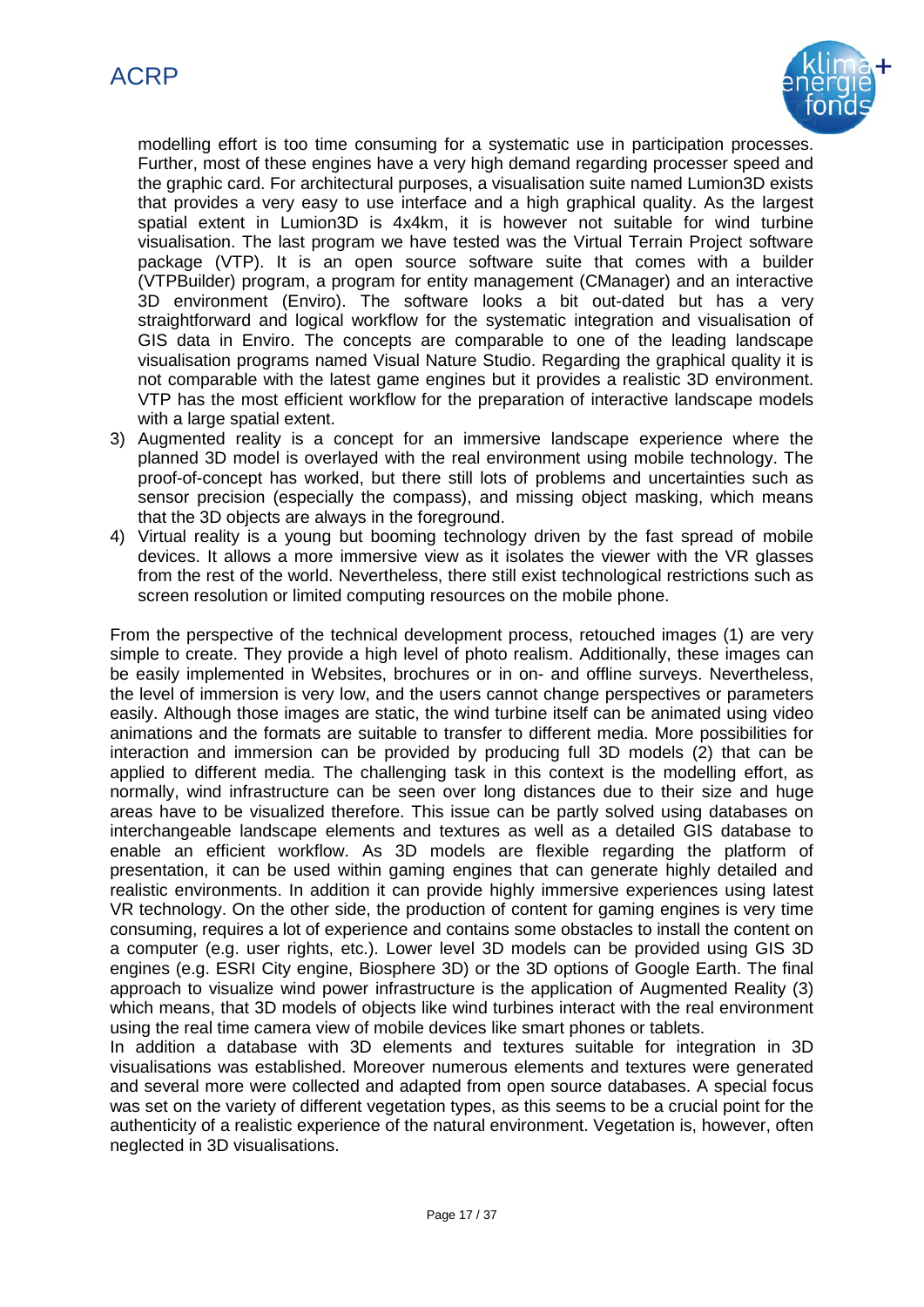modelling effort is too time consuming for a systematic use in participation processes. Further, most of these engines have a very high demand regarding processer speed and the graphic card. For architectural purposes, a visualisation suite named Lumion3D exists that provides a very easy to use interface and a high graphical quality. As the largest spatial extent in Lumion3D is 4x4km, it is however not suitable for wind turbine visualisation. The last program we have tested was the Virtual Terrain Project software package (VTP). It is an open source software suite that comes with a builder (VTPBuilder) program, a program for entity management (CManager) and an interactive 3D environment (Enviro). The software looks a bit out-dated but has a very straightforward and logical workflow for the systematic integration and visualisation of GIS data in Enviro. The concepts are comparable to one of the leading landscape visualisation programs named Visual Nature Studio. Regarding the graphical quality it is not comparable with the latest game engines but it provides a realistic 3D environment. VTP has the most efficient workflow for the preparation of interactive landscape models with a large spatial extent.

3) Augmented reality is a concept for an immersive landscape experience where the planned 3D model is overlayed with the real environment using mobile technology. The proof-of-concept has worked, but there still lots of problems and uncertainties such as sensor precision (especially the compass), and missing object masking, which means that the 3D objects are always in the foreground.
4) Virtual reality is a young but booming technology driven by the fast spread of mobile devices. It allows a more immersive view as it isolates the viewer with the VR glasses from the rest of the world. Nevertheless, there still exist technological restrictions such as screen resolution or limited computing resources on the mobile phone.

From the perspective of the technical development process, retouched images (1) are very simple to create. They provide a high level of photo realism. Additionally, these images can be easily implemented in Websites, brochures or in on- and offline surveys. Nevertheless, the level of immersion is very low, and the users cannot change perspectives or parameters easily. Although those images are static, the wind turbine itself can be animated using video animations and the formats are suitable to transfer to different media. More possibilities for interaction and immersion can be provided by producing full 3D models (2) that can be applied to different media. The challenging task in this context is the modelling effort, as normally, wind infrastructure can be seen over long distances due to their size and huge areas have to be visualized therefore. This issue can be partly solved using databases on interchangeable landscape elements and textures as well as a detailed GIS database to enable an efficient workflow. As 3D models are flexible regarding the platform of presentation, it can be used within gaming engines that can generate highly detailed and realistic environments. In addition it can provide highly immersive experiences using latest VR technology. On the other side, the production of content for gaming engines is very time consuming, requires a lot of experience and contains some obstacles to install the content on a computer (e.g. user rights, etc.). Lower level 3D models can be provided using GIS 3D engines (e.g. ESRI City engine, Biosphere 3D) or the 3D options of Google Earth. The final approach to visualize wind power infrastructure is the application of Augmented Reality (3) which means, that 3D models of objects like wind turbines interact with the real environment using the real time camera view of mobile devices like smart phones or tablets.

In addition a database with 3D elements and textures suitable for integration in 3D visualisations was established. Moreover numerous elements and textures were generated and several more were collected and adapted from open source databases. A special focus was set on the variety of different vegetation types, as this seems to be a crucial point for the authenticity of a realistic experience of the natural environment. Vegetation is, however, often neglected in 3D visualisations.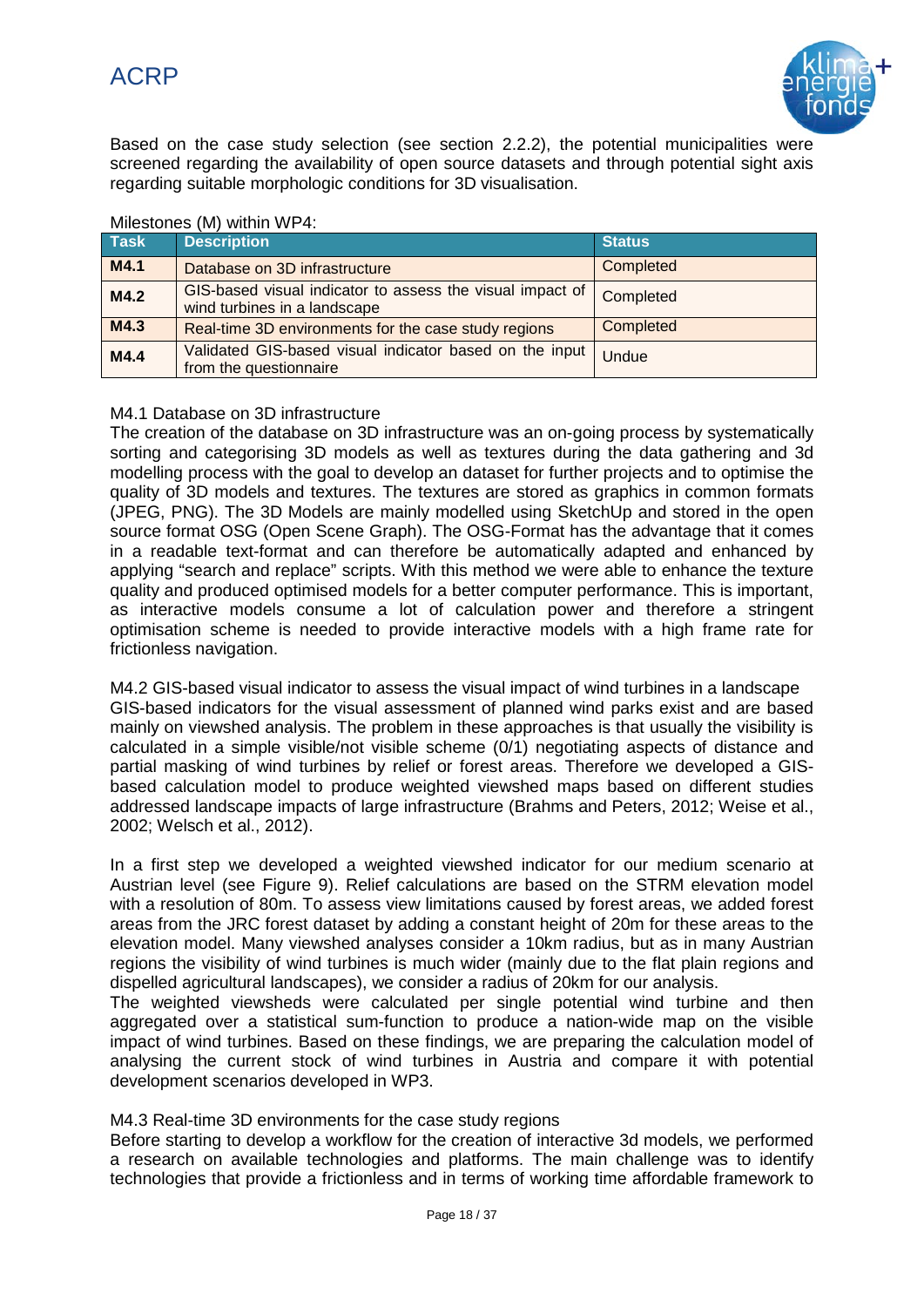Based on the case study selection (see section 2.2.2), the potential municipalities were screened regarding the availability of open source datasets and through potential sight axis regarding suitable morphologic conditions for 3D visualisation.

Milestones (M) within WP4:

| Task | Description | Status |
|---|---|---|
| **M4.1** | Database on 3D infrastructure | Completed |
| **M4.2** | GIS-based visual indicator to assess the visual impact of wind turbines in a landscape | Completed |
| **M4.3** | Real-time 3D environments for the case study regions | Completed |
| **M4.4** | Validated GIS-based visual indicator based on the input from the questionnaire | Undue |

M4.1 Database on 3D infrastructure

The creation of the database on 3D infrastructure was an on-going process by systematically sorting and categorising 3D models as well as textures during the data gathering and 3d modelling process with the goal to develop an dataset for further projects and to optimise the quality of 3D models and textures. The textures are stored as graphics in common formats (JPEG, PNG). The 3D Models are mainly modelled using SketchUp and stored in the open source format OSG (Open Scene Graph). The OSG-Format has the advantage that it comes in a readable text-format and can therefore be automatically adapted and enhanced by applying "search and replace" scripts. With this method we were able to enhance the texture quality and produced optimised models for a better computer performance. This is important, as interactive models consume a lot of calculation power and therefore a stringent optimisation scheme is needed to provide interactive models with a high frame rate for frictionless navigation.

M4.2 GIS-based visual indicator to assess the visual impact of wind turbines in a landscape

GIS-based indicators for the visual assessment of planned wind parks exist and are based mainly on viewshed analysis. The problem in these approaches is that usually the visibility is calculated in a simple visible/not visible scheme (0/1) negotiating aspects of distance and partial masking of wind turbines by relief or forest areas. Therefore we developed a GIS-based calculation model to produce weighted viewshed maps based on different studies addressed landscape impacts of large infrastructure (Brahms and Peters, 2012; Weise et al., 2002; Welsch et al., 2012).

In a first step we developed a weighted viewshed indicator for our medium scenario at Austrian level (see Figure 9). Relief calculations are based on the STRM elevation model with a resolution of 80m. To assess view limitations caused by forest areas, we added forest areas from the JRC forest dataset by adding a constant height of 20m for these areas to the elevation model. Many viewshed analyses consider a 10km radius, but as in many Austrian regions the visibility of wind turbines is much wider (mainly due to the flat plain regions and dispelled agricultural landscapes), we consider a radius of 20km for our analysis.

The weighted viewsheds were calculated per single potential wind turbine and then aggregated over a statistical sum-function to produce a nation-wide map on the visible impact of wind turbines. Based on these findings, we are preparing the calculation model of analysing the current stock of wind turbines in Austria and compare it with potential development scenarios developed in WP3.

M4.3 Real-time 3D environments for the case study regions

Before starting to develop a workflow for the creation of interactive 3d models, we performed a research on available technologies and platforms. The main challenge was to identify technologies that provide a frictionless and in terms of working time affordable framework to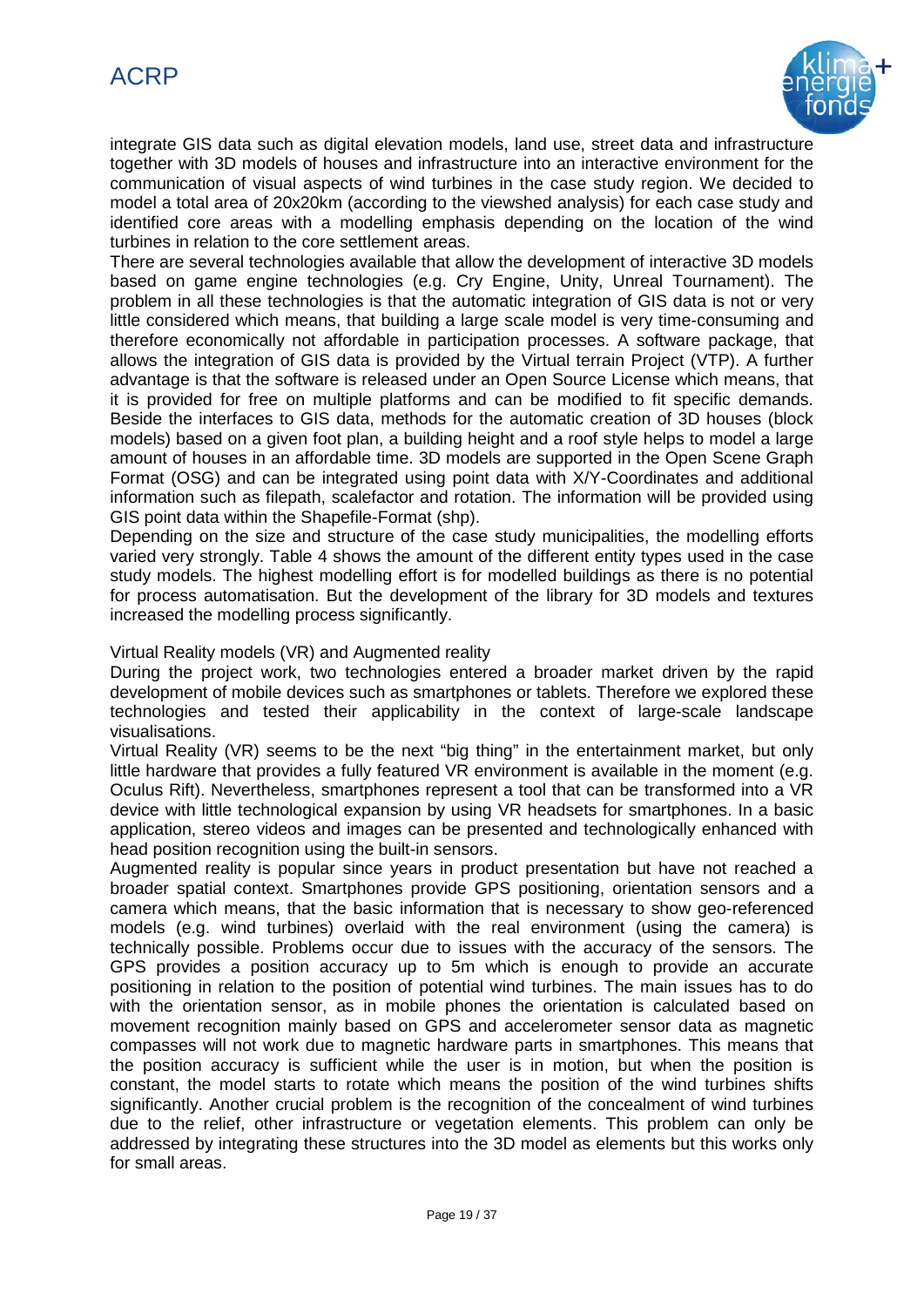integrate GIS data such as digital elevation models, land use, street data and infrastructure together with 3D models of houses and infrastructure into an interactive environment for the communication of visual aspects of wind turbines in the case study region. We decided to model a total area of 20x20km (according to the viewshed analysis) for each case study and identified core areas with a modelling emphasis depending on the location of the wind turbines in relation to the core settlement areas.

There are several technologies available that allow the development of interactive 3D models based on game engine technologies (e.g. Cry Engine, Unity, Unreal Tournament). The problem in all these technologies is that the automatic integration of GIS data is not or very little considered which means, that building a large scale model is very time-consuming and therefore economically not affordable in participation processes. A software package, that allows the integration of GIS data is provided by the Virtual terrain Project (VTP). A further advantage is that the software is released under an Open Source License which means, that it is provided for free on multiple platforms and can be modified to fit specific demands. Beside the interfaces to GIS data, methods for the automatic creation of 3D houses (block models) based on a given foot plan, a building height and a roof style helps to model a large amount of houses in an affordable time. 3D models are supported in the Open Scene Graph Format (OSG) and can be integrated using point data with X/Y-Coordinates and additional information such as filepath, scalefactor and rotation. The information will be provided using GIS point data within the Shapefile-Format (shp).

Depending on the size and structure of the case study municipalities, the modelling efforts varied very strongly. Table 4 shows the amount of the different entity types used in the case study models. The highest modelling effort is for modelled buildings as there is no potential for process automatisation. But the development of the library for 3D models and textures increased the modelling process significantly.

Virtual Reality models (VR) and Augmented reality

During the project work, two technologies entered a broader market driven by the rapid development of mobile devices such as smartphones or tablets. Therefore we explored these technologies and tested their applicability in the context of large-scale landscape visualisations.

Virtual Reality (VR) seems to be the next "big thing" in the entertainment market, but only little hardware that provides a fully featured VR environment is available in the moment (e.g. Oculus Rift). Nevertheless, smartphones represent a tool that can be transformed into a VR device with little technological expansion by using VR headsets for smartphones. In a basic application, stereo videos and images can be presented and technologically enhanced with head position recognition using the built-in sensors.

Augmented reality is popular since years in product presentation but have not reached a broader spatial context. Smartphones provide GPS positioning, orientation sensors and a camera which means, that the basic information that is necessary to show geo-referenced models (e.g. wind turbines) overlaid with the real environment (using the camera) is technically possible. Problems occur due to issues with the accuracy of the sensors. The GPS provides a position accuracy up to 5m which is enough to provide an accurate positioning in relation to the position of potential wind turbines. The main issues has to do with the orientation sensor, as in mobile phones the orientation is calculated based on movement recognition mainly based on GPS and accelerometer sensor data as magnetic compasses will not work due to magnetic hardware parts in smartphones. This means that the position accuracy is sufficient while the user is in motion, but when the position is constant, the model starts to rotate which means the position of the wind turbines shifts significantly. Another crucial problem is the recognition of the concealment of wind turbines due to the relief, other infrastructure or vegetation elements. This problem can only be addressed by integrating these structures into the 3D model as elements but this works only for small areas.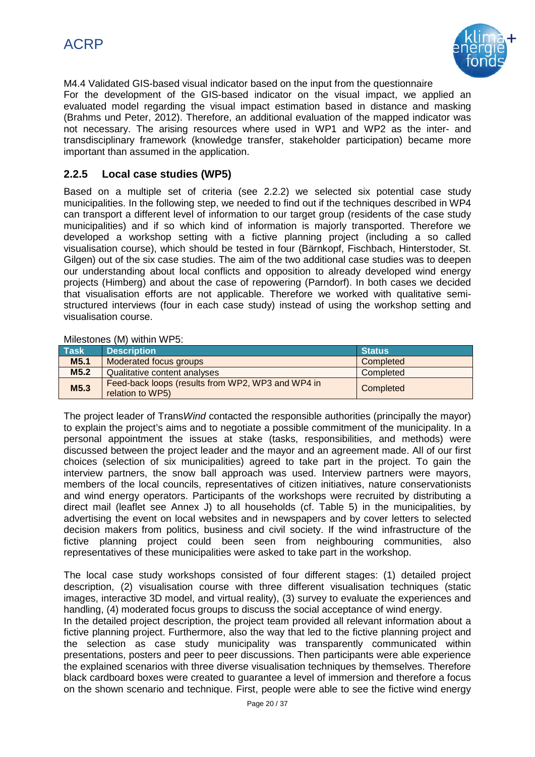M4.4 Validated GIS-based visual indicator based on the input from the questionnaire

For the development of the GIS-based indicator on the visual impact, we applied an evaluated model regarding the visual impact estimation based in distance and masking (Brahms und Peter, 2012). Therefore, an additional evaluation of the mapped indicator was not necessary. The arising resources where used in WP1 and WP2 as the inter- and transdisciplinary framework (knowledge transfer, stakeholder participation) became more important than assumed in the application.

### 2.2.5 Local case studies (WP5)

Based on a multiple set of criteria (see 2.2.2) we selected six potential case study municipalities. In the following step, we needed to find out if the techniques described in WP4 can transport a different level of information to our target group (residents of the case study municipalities) and if so which kind of information is majorly transported. Therefore we developed a workshop setting with a fictive planning project (including a so called visualisation course), which should be tested in four (Bärnkopf, Fischbach, Hinterstoder, St. Gilgen) out of the six case studies. The aim of the two additional case studies was to deepen our understanding about local conflicts and opposition to already developed wind energy projects (Himberg) and about the case of repowering (Parndorf). In both cases we decided that visualisation efforts are not applicable. Therefore we worked with qualitative semi-structured interviews (four in each case study) instead of using the workshop setting and visualisation course.

Milestones (M) within WP5:

| Task | Description | Status |
|---|---|---|
| **M5.1** | Moderated focus groups | Completed |
| **M5.2** | Qualitative content analyses | Completed |
| **M5.3** | Feed-back loops (results from WP2, WP3 and WP4 in relation to WP5) | Completed |

The project leader of Trans*Wind* contacted the responsible authorities (principally the mayor) to explain the project's aims and to negotiate a possible commitment of the municipality. In a personal appointment the issues at stake (tasks, responsibilities, and methods) were discussed between the project leader and the mayor and an agreement made. All of our first choices (selection of six municipalities) agreed to take part in the project. To gain the interview partners, the snow ball approach was used. Interview partners were mayors, members of the local councils, representatives of citizen initiatives, nature conservationists and wind energy operators. Participants of the workshops were recruited by distributing a direct mail (leaflet see Annex J) to all households (cf. Table 5) in the municipalities, by advertising the event on local websites and in newspapers and by cover letters to selected decision makers from politics, business and civil society. If the wind infrastructure of the fictive planning project could been seen from neighbouring communities, also representatives of these municipalities were asked to take part in the workshop.

The local case study workshops consisted of four different stages: (1) detailed project description, (2) visualisation course with three different visualisation techniques (static images, interactive 3D model, and virtual reality), (3) survey to evaluate the experiences and handling, (4) moderated focus groups to discuss the social acceptance of wind energy.

In the detailed project description, the project team provided all relevant information about a fictive planning project. Furthermore, also the way that led to the fictive planning project and the selection as case study municipality was transparently communicated within presentations, posters and peer to peer discussions. Then participants were able experience the explained scenarios with three diverse visualisation techniques by themselves. Therefore black cardboard boxes were created to guarantee a level of immersion and therefore a focus on the shown scenario and technique. First, people were able to see the fictive wind energy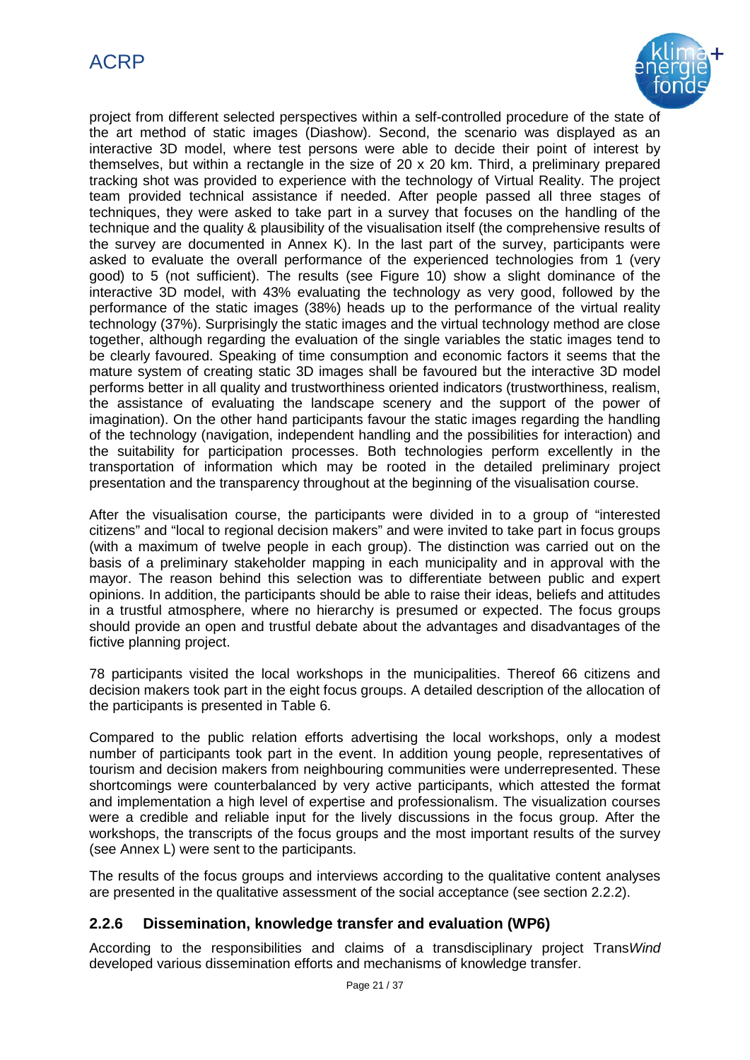project from different selected perspectives within a self-controlled procedure of the state of the art method of static images (Diashow). Second, the scenario was displayed as an interactive 3D model, where test persons were able to decide their point of interest by themselves, but within a rectangle in the size of 20 x 20 km. Third, a preliminary prepared tracking shot was provided to experience with the technology of Virtual Reality. The project team provided technical assistance if needed. After people passed all three stages of techniques, they were asked to take part in a survey that focuses on the handling of the technique and the quality & plausibility of the visualisation itself (the comprehensive results of the survey are documented in Annex K). In the last part of the survey, participants were asked to evaluate the overall performance of the experienced technologies from 1 (very good) to 5 (not sufficient). The results (see Figure 10) show a slight dominance of the interactive 3D model, with 43% evaluating the technology as very good, followed by the performance of the static images (38%) heads up to the performance of the virtual reality technology (37%). Surprisingly the static images and the virtual technology method are close together, although regarding the evaluation of the single variables the static images tend to be clearly favoured. Speaking of time consumption and economic factors it seems that the mature system of creating static 3D images shall be favoured but the interactive 3D model performs better in all quality and trustworthiness oriented indicators (trustworthiness, realism, the assistance of evaluating the landscape scenery and the support of the power of imagination). On the other hand participants favour the static images regarding the handling of the technology (navigation, independent handling and the possibilities for interaction) and the suitability for participation processes. Both technologies perform excellently in the transportation of information which may be rooted in the detailed preliminary project presentation and the transparency throughout at the beginning of the visualisation course.

After the visualisation course, the participants were divided in to a group of "interested citizens" and "local to regional decision makers" and were invited to take part in focus groups (with a maximum of twelve people in each group). The distinction was carried out on the basis of a preliminary stakeholder mapping in each municipality and in approval with the mayor. The reason behind this selection was to differentiate between public and expert opinions. In addition, the participants should be able to raise their ideas, beliefs and attitudes in a trustful atmosphere, where no hierarchy is presumed or expected. The focus groups should provide an open and trustful debate about the advantages and disadvantages of the fictive planning project.

78 participants visited the local workshops in the municipalities. Thereof 66 citizens and decision makers took part in the eight focus groups. A detailed description of the allocation of the participants is presented in Table 6.

Compared to the public relation efforts advertising the local workshops, only a modest number of participants took part in the event. In addition young people, representatives of tourism and decision makers from neighbouring communities were underrepresented. These shortcomings were counterbalanced by very active participants, which attested the format and implementation a high level of expertise and professionalism. The visualization courses were a credible and reliable input for the lively discussions in the focus group. After the workshops, the transcripts of the focus groups and the most important results of the survey (see Annex L) were sent to the participants.

The results of the focus groups and interviews according to the qualitative content analyses are presented in the qualitative assessment of the social acceptance (see section 2.2.2).

### 2.2.6 Dissemination, knowledge transfer and evaluation (WP6)

According to the responsibilities and claims of a transdisciplinary project Trans*Wind* developed various dissemination efforts and mechanisms of knowledge transfer.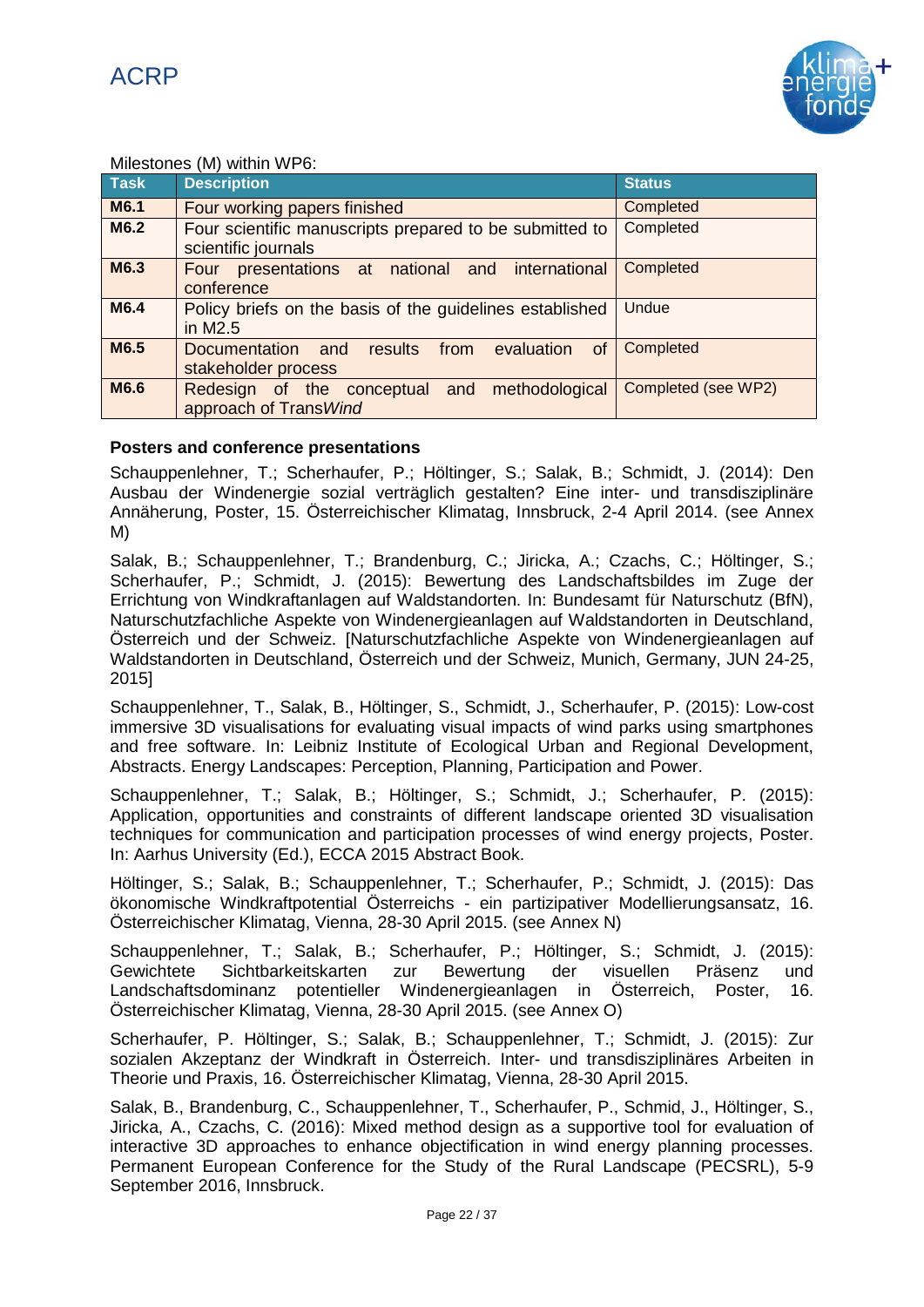Milestones (M) within WP6:

| Task | Description | Status |
| --- | --- | --- |
| **M6.1** | Four working papers finished | Completed |
| **M6.2** | Four scientific manuscripts prepared to be submitted to scientific journals | Completed |
| **M6.3** | Four presentations at national and international conference | Completed |
| **M6.4** | Policy briefs on the basis of the guidelines established in M2.5 | Undue |
| **M6.5** | Documentation and results from evaluation of stakeholder process | Completed |
| **M6.6** | Redesign of the conceptual and methodological approach of Trans*Wind* | Completed (see WP2) |

**Posters and conference presentations**

Schauppenlehner, T.; Scherhaufer, P.; Höltinger, S.; Salak, B.; Schmidt, J. (2014): Den Ausbau der Windenergie sozial verträglich gestalten? Eine inter- und transdisziplinäre Annäherung, Poster, 15. Österreichischer Klimatag, Innsbruck, 2-4 April 2014. (see Annex M)

Salak, B.; Schauppenlehner, T.; Brandenburg, C.; Jiricka, A.; Czachs, C.; Höltinger, S.; Scherhaufer, P.; Schmidt, J. (2015): Bewertung des Landschaftsbildes im Zuge der Errichtung von Windkraftanlagen auf Waldstandorten. In: Bundesamt für Naturschutz (BfN), Naturschutzfachliche Aspekte von Windenergieanlagen auf Waldstandorten in Deutschland, Österreich und der Schweiz. [Naturschutzfachliche Aspekte von Windenergieanlagen auf Waldstandorten in Deutschland, Österreich und der Schweiz, Munich, Germany, JUN 24-25, 2015]

Schauppenlehner, T., Salak, B., Höltinger, S., Schmidt, J., Scherhaufer, P. (2015): Low-cost immersive 3D visualisations for evaluating visual impacts of wind parks using smartphones and free software. In: Leibniz Institute of Ecological Urban and Regional Development, Abstracts. Energy Landscapes: Perception, Planning, Participation and Power.

Schauppenlehner, T.; Salak, B.; Höltinger, S.; Schmidt, J.; Scherhaufer, P. (2015): Application, opportunities and constraints of different landscape oriented 3D visualisation techniques for communication and participation processes of wind energy projects, Poster. In: Aarhus University (Ed.), ECCA 2015 Abstract Book.

Höltinger, S.; Salak, B.; Schauppenlehner, T.; Scherhaufer, P.; Schmidt, J. (2015): Das ökonomische Windkraftpotential Österreichs - ein partizipativer Modellierungsansatz, 16. Österreichischer Klimatag, Vienna, 28-30 April 2015. (see Annex N)

Schauppenlehner, T.; Salak, B.; Scherhaufer, P.; Höltinger, S.; Schmidt, J. (2015): Gewichtete Sichtbarkeitskarten zur Bewertung der visuellen Präsenz und Landschaftsdominanz potentieller Windenergieanlagen in Österreich, Poster, 16. Österreichischer Klimatag, Vienna, 28-30 April 2015. (see Annex O)

Scherhaufer, P. Höltinger, S.; Salak, B.; Schauppenlehner, T.; Schmidt, J. (2015): Zur sozialen Akzeptanz der Windkraft in Österreich. Inter- und transdisziplinäres Arbeiten in Theorie und Praxis, 16. Österreichischer Klimatag, Vienna, 28-30 April 2015.

Salak, B., Brandenburg, C., Schauppenlehner, T., Scherhaufer, P., Schmid, J., Höltinger, S., Jiricka, A., Czachs, C. (2016): Mixed method design as a supportive tool for evaluation of interactive 3D approaches to enhance objectification in wind energy planning processes. Permanent European Conference for the Study of the Rural Landscape (PECSRL), 5-9 September 2016, Innsbruck.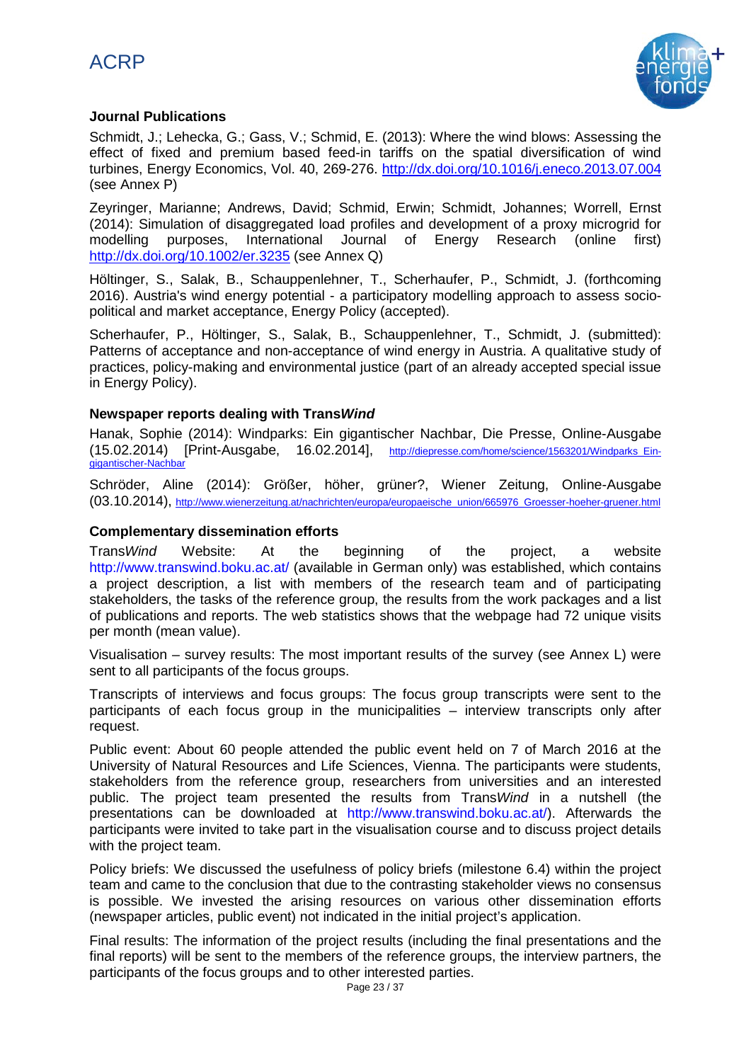**Journal Publications**

Schmidt, J.; Lehecka, G.; Gass, V.; Schmid, E. (2013): Where the wind blows: Assessing the effect of fixed and premium based feed-in tariffs on the spatial diversification of wind turbines, Energy Economics, Vol. 40, 269-276. http://dx.doi.org/10.1016/j.eneco.2013.07.004 (see Annex P)

Zeyringer, Marianne; Andrews, David; Schmid, Erwin; Schmidt, Johannes; Worrell, Ernst (2014): Simulation of disaggregated load profiles and development of a proxy microgrid for modelling purposes, International Journal of Energy Research (online first) http://dx.doi.org/10.1002/er.3235 (see Annex Q)

Höltinger, S., Salak, B., Schauppenlehner, T., Scherhaufer, P., Schmidt, J. (forthcoming 2016). Austria's wind energy potential - a participatory modelling approach to assess socio-political and market acceptance, Energy Policy (accepted).

Scherhaufer, P., Höltinger, S., Salak, B., Schauppenlehner, T., Schmidt, J. (submitted): Patterns of acceptance and non-acceptance of wind energy in Austria. A qualitative study of practices, policy-making and environmental justice (part of an already accepted special issue in Energy Policy).

**Newspaper reports dealing with Trans*Wind***

Hanak, Sophie (2014): Windparks: Ein gigantischer Nachbar, Die Presse, Online-Ausgabe (15.02.2014) [Print-Ausgabe, 16.02.2014], http://diepresse.com/home/science/1563201/Windparks_Ein-gigantischer-Nachbar

Schröder, Aline (2014): Größer, höher, grüner?, Wiener Zeitung, Online-Ausgabe (03.10.2014), http://www.wienerzeitung.at/nachrichten/europa/europaeische_union/665976_Groesser-hoeher-gruener.html

**Complementary dissemination efforts**

Trans*Wind* Website: At the beginning of the project, a website http://www.transwind.boku.ac.at/ (available in German only) was established, which contains a project description, a list with members of the research team and of participating stakeholders, the tasks of the reference group, the results from the work packages and a list of publications and reports. The web statistics shows that the webpage had 72 unique visits per month (mean value).

Visualisation – survey results: The most important results of the survey (see Annex L) were sent to all participants of the focus groups.

Transcripts of interviews and focus groups: The focus group transcripts were sent to the participants of each focus group in the municipalities – interview transcripts only after request.

Public event: About 60 people attended the public event held on 7 of March 2016 at the University of Natural Resources and Life Sciences, Vienna. The participants were students, stakeholders from the reference group, researchers from universities and an interested public. The project team presented the results from Trans*Wind* in a nutshell (the presentations can be downloaded at http://www.transwind.boku.ac.at/). Afterwards the participants were invited to take part in the visualisation course and to discuss project details with the project team.

Policy briefs: We discussed the usefulness of policy briefs (milestone 6.4) within the project team and came to the conclusion that due to the contrasting stakeholder views no consensus is possible. We invested the arising resources on various other dissemination efforts (newspaper articles, public event) not indicated in the initial project's application.

Final results: The information of the project results (including the final presentations and the final reports) will be sent to the members of the reference groups, the interview partners, the participants of the focus groups and to other interested parties.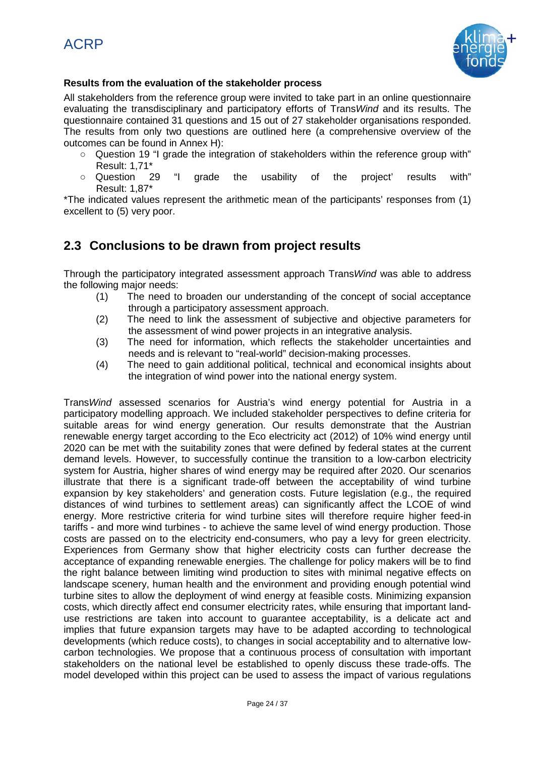**Results from the evaluation of the stakeholder process**

All stakeholders from the reference group were invited to take part in an online questionnaire evaluating the transdisciplinary and participatory efforts of Trans*Wind* and its results. The questionnaire contained 31 questions and 15 out of 27 stakeholder organisations responded. The results from only two questions are outlined here (a comprehensive overview of the outcomes can be found in Annex H):

- Question 19 "I grade the integration of stakeholders within the reference group with" Result: 1,71*
- Question 29 "I grade the usability of the project' results with" Result: 1,87*

*The indicated values represent the arithmetic mean of the participants' responses from (1) excellent to (5) very poor.

## 2.3 Conclusions to be drawn from project results

Through the participatory integrated assessment approach Trans*Wind* was able to address the following major needs:

(1) The need to broaden our understanding of the concept of social acceptance through a participatory assessment approach.

(2) The need to link the assessment of subjective and objective parameters for the assessment of wind power projects in an integrative analysis.

(3) The need for information, which reflects the stakeholder uncertainties and needs and is relevant to "real-world" decision-making processes.

(4) The need to gain additional political, technical and economical insights about the integration of wind power into the national energy system.

Trans*Wind* assessed scenarios for Austria's wind energy potential for Austria in a participatory modelling approach. We included stakeholder perspectives to define criteria for suitable areas for wind energy generation. Our results demonstrate that the Austrian renewable energy target according to the Eco electricity act (2012) of 10% wind energy until 2020 can be met with the suitability zones that were defined by federal states at the current demand levels. However, to successfully continue the transition to a low-carbon electricity system for Austria, higher shares of wind energy may be required after 2020. Our scenarios illustrate that there is a significant trade-off between the acceptability of wind turbine expansion by key stakeholders' and generation costs. Future legislation (e.g., the required distances of wind turbines to settlement areas) can significantly affect the LCOE of wind energy. More restrictive criteria for wind turbine sites will therefore require higher feed-in tariffs - and more wind turbines - to achieve the same level of wind energy production. Those costs are passed on to the electricity end-consumers, who pay a levy for green electricity. Experiences from Germany show that higher electricity costs can further decrease the acceptance of expanding renewable energies. The challenge for policy makers will be to find the right balance between limiting wind production to sites with minimal negative effects on landscape scenery, human health and the environment and providing enough potential wind turbine sites to allow the deployment of wind energy at feasible costs. Minimizing expansion costs, which directly affect end consumer electricity rates, while ensuring that important land-use restrictions are taken into account to guarantee acceptability, is a delicate act and implies that future expansion targets may have to be adapted according to technological developments (which reduce costs), to changes in social acceptability and to alternative low-carbon technologies. We propose that a continuous process of consultation with important stakeholders on the national level be established to openly discuss these trade-offs. The model developed within this project can be used to assess the impact of various regulations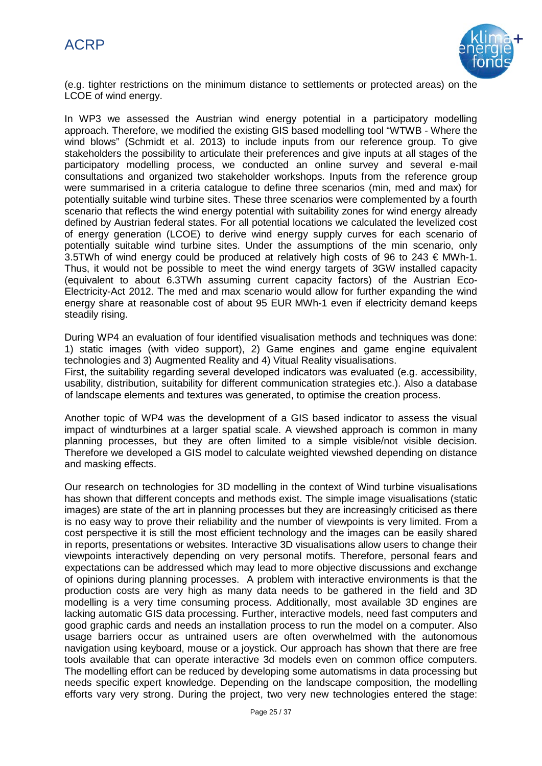(e.g. tighter restrictions on the minimum distance to settlements or protected areas) on the LCOE of wind energy.

In WP3 we assessed the Austrian wind energy potential in a participatory modelling approach. Therefore, we modified the existing GIS based modelling tool "WTWB - Where the wind blows" (Schmidt et al. 2013) to include inputs from our reference group. To give stakeholders the possibility to articulate their preferences and give inputs at all stages of the participatory modelling process, we conducted an online survey and several e-mail consultations and organized two stakeholder workshops. Inputs from the reference group were summarised in a criteria catalogue to define three scenarios (min, med and max) for potentially suitable wind turbine sites. These three scenarios were complemented by a fourth scenario that reflects the wind energy potential with suitability zones for wind energy already defined by Austrian federal states. For all potential locations we calculated the levelized cost of energy generation (LCOE) to derive wind energy supply curves for each scenario of potentially suitable wind turbine sites. Under the assumptions of the min scenario, only 3.5TWh of wind energy could be produced at relatively high costs of 96 to 243 € MWh-1. Thus, it would not be possible to meet the wind energy targets of 3GW installed capacity (equivalent to about 6.3TWh assuming current capacity factors) of the Austrian Eco-Electricity-Act 2012. The med and max scenario would allow for further expanding the wind energy share at reasonable cost of about 95 EUR MWh-1 even if electricity demand keeps steadily rising.

During WP4 an evaluation of four identified visualisation methods and techniques was done: 1) static images (with video support), 2) Game engines and game engine equivalent technologies and 3) Augmented Reality and 4) Vitual Reality visualisations.
First, the suitability regarding several developed indicators was evaluated (e.g. accessibility, usability, distribution, suitability for different communication strategies etc.). Also a database of landscape elements and textures was generated, to optimise the creation process.

Another topic of WP4 was the development of a GIS based indicator to assess the visual impact of windturbines at a larger spatial scale. A viewshed approach is common in many planning processes, but they are often limited to a simple visible/not visible decision. Therefore we developed a GIS model to calculate weighted viewshed depending on distance and masking effects.

Our research on technologies for 3D modelling in the context of Wind turbine visualisations has shown that different concepts and methods exist. The simple image visualisations (static images) are state of the art in planning processes but they are increasingly criticised as there is no easy way to prove their reliability and the number of viewpoints is very limited. From a cost perspective it is still the most efficient technology and the images can be easily shared in reports, presentations or websites. Interactive 3D visualisations allow users to change their viewpoints interactively depending on very personal motifs. Therefore, personal fears and expectations can be addressed which may lead to more objective discussions and exchange of opinions during planning processes. A problem with interactive environments is that the production costs are very high as many data needs to be gathered in the field and 3D modelling is a very time consuming process. Additionally, most available 3D engines are lacking automatic GIS data processing. Further, interactive models, need fast computers and good graphic cards and needs an installation process to run the model on a computer. Also usage barriers occur as untrained users are often overwhelmed with the autonomous navigation using keyboard, mouse or a joystick. Our approach has shown that there are free tools available that can operate interactive 3d models even on common office computers. The modelling effort can be reduced by developing some automatisms in data processing but needs specific expert knowledge. Depending on the landscape composition, the modelling efforts vary very strong. During the project, two very new technologies entered the stage: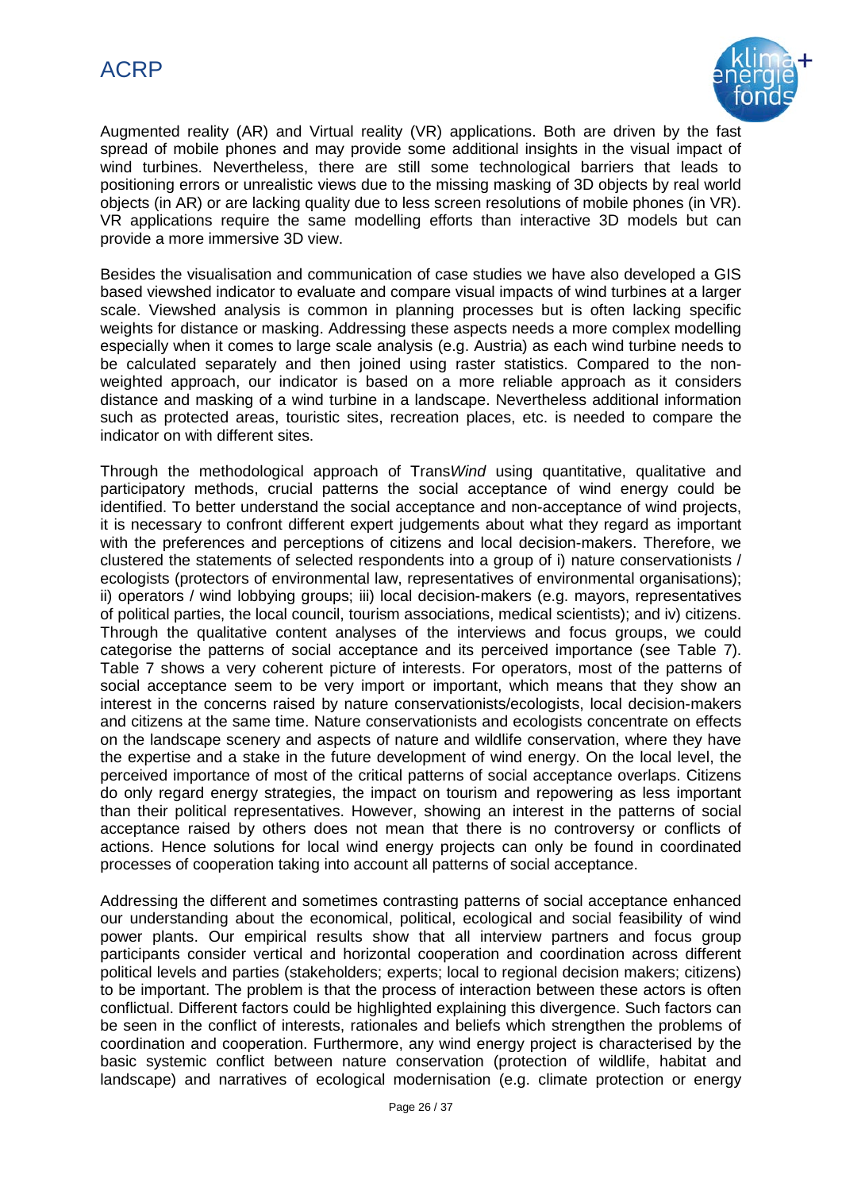Augmented reality (AR) and Virtual reality (VR) applications. Both are driven by the fast spread of mobile phones and may provide some additional insights in the visual impact of wind turbines. Nevertheless, there are still some technological barriers that leads to positioning errors or unrealistic views due to the missing masking of 3D objects by real world objects (in AR) or are lacking quality due to less screen resolutions of mobile phones (in VR). VR applications require the same modelling efforts than interactive 3D models but can provide a more immersive 3D view.

Besides the visualisation and communication of case studies we have also developed a GIS based viewshed indicator to evaluate and compare visual impacts of wind turbines at a larger scale. Viewshed analysis is common in planning processes but is often lacking specific weights for distance or masking. Addressing these aspects needs a more complex modelling especially when it comes to large scale analysis (e.g. Austria) as each wind turbine needs to be calculated separately and then joined using raster statistics. Compared to the non-weighted approach, our indicator is based on a more reliable approach as it considers distance and masking of a wind turbine in a landscape. Nevertheless additional information such as protected areas, touristic sites, recreation places, etc. is needed to compare the indicator on with different sites.

Through the methodological approach of Trans*Wind* using quantitative, qualitative and participatory methods, crucial patterns the social acceptance of wind energy could be identified. To better understand the social acceptance and non-acceptance of wind projects, it is necessary to confront different expert judgements about what they regard as important with the preferences and perceptions of citizens and local decision-makers. Therefore, we clustered the statements of selected respondents into a group of i) nature conservationists / ecologists (protectors of environmental law, representatives of environmental organisations); ii) operators / wind lobbying groups; iii) local decision-makers (e.g. mayors, representatives of political parties, the local council, tourism associations, medical scientists); and iv) citizens. Through the qualitative content analyses of the interviews and focus groups, we could categorise the patterns of social acceptance and its perceived importance (see Table 7). Table 7 shows a very coherent picture of interests. For operators, most of the patterns of social acceptance seem to be very import or important, which means that they show an interest in the concerns raised by nature conservationists/ecologists, local decision-makers and citizens at the same time. Nature conservationists and ecologists concentrate on effects on the landscape scenery and aspects of nature and wildlife conservation, where they have the expertise and a stake in the future development of wind energy. On the local level, the perceived importance of most of the critical patterns of social acceptance overlaps. Citizens do only regard energy strategies, the impact on tourism and repowering as less important than their political representatives. However, showing an interest in the patterns of social acceptance raised by others does not mean that there is no controversy or conflicts of actions. Hence solutions for local wind energy projects can only be found in coordinated processes of cooperation taking into account all patterns of social acceptance.

Addressing the different and sometimes contrasting patterns of social acceptance enhanced our understanding about the economical, political, ecological and social feasibility of wind power plants. Our empirical results show that all interview partners and focus group participants consider vertical and horizontal cooperation and coordination across different political levels and parties (stakeholders; experts; local to regional decision makers; citizens) to be important. The problem is that the process of interaction between these actors is often conflictual. Different factors could be highlighted explaining this divergence. Such factors can be seen in the conflict of interests, rationales and beliefs which strengthen the problems of coordination and cooperation. Furthermore, any wind energy project is characterised by the basic systemic conflict between nature conservation (protection of wildlife, habitat and landscape) and narratives of ecological modernisation (e.g. climate protection or energy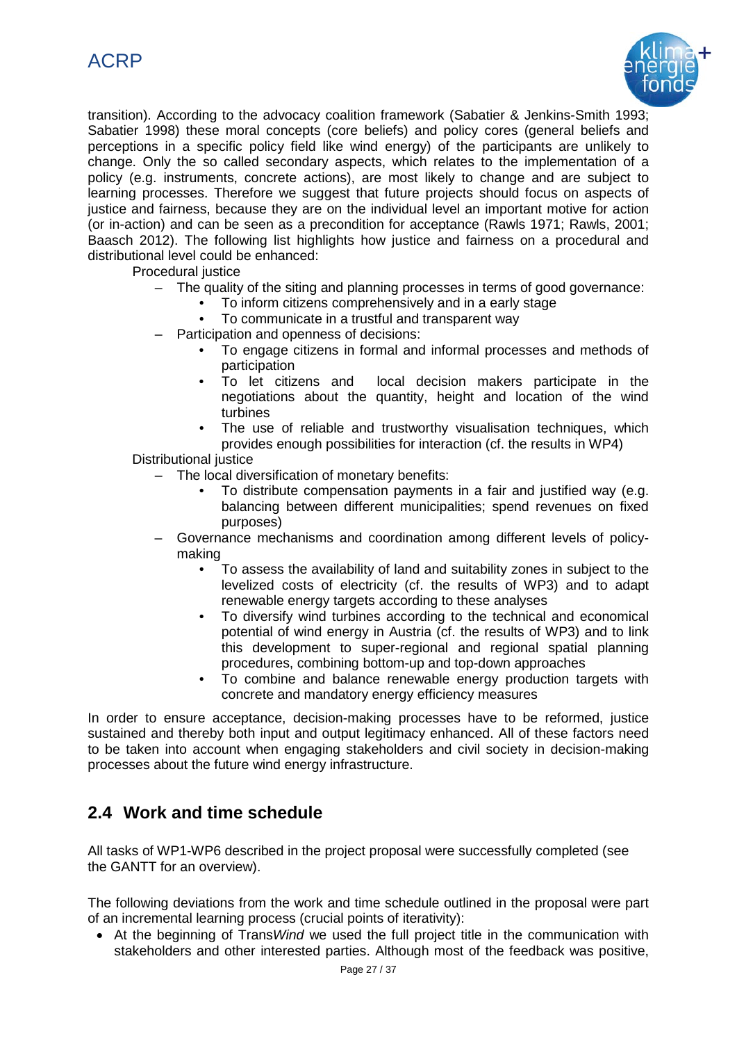transition). According to the advocacy coalition framework (Sabatier & Jenkins-Smith 1993; Sabatier 1998) these moral concepts (core beliefs) and policy cores (general beliefs and perceptions in a specific policy field like wind energy) of the participants are unlikely to change. Only the so called secondary aspects, which relates to the implementation of a policy (e.g. instruments, concrete actions), are most likely to change and are subject to learning processes. Therefore we suggest that future projects should focus on aspects of justice and fairness, because they are on the individual level an important motive for action (or in-action) and can be seen as a precondition for acceptance (Rawls 1971; Rawls, 2001; Baasch 2012). The following list highlights how justice and fairness on a procedural and distributional level could be enhanced:

Procedural justice

- The quality of the siting and planning processes in terms of good governance:
    - To inform citizens comprehensively and in a early stage
    - To communicate in a trustful and transparent way
- Participation and openness of decisions:
    - To engage citizens in formal and informal processes and methods of participation
    - To let citizens and local decision makers participate in the negotiations about the quantity, height and location of the wind turbines
    - The use of reliable and trustworthy visualisation techniques, which provides enough possibilities for interaction (cf. the results in WP4)

Distributional justice

- The local diversification of monetary benefits:
    - To distribute compensation payments in a fair and justified way (e.g. balancing between different municipalities; spend revenues on fixed purposes)
- Governance mechanisms and coordination among different levels of policy-making
    - To assess the availability of land and suitability zones in subject to the levelized costs of electricity (cf. the results of WP3) and to adapt renewable energy targets according to these analyses
    - To diversify wind turbines according to the technical and economical potential of wind energy in Austria (cf. the results of WP3) and to link this development to super-regional and regional spatial planning procedures, combining bottom-up and top-down approaches
    - To combine and balance renewable energy production targets with concrete and mandatory energy efficiency measures

In order to ensure acceptance, decision-making processes have to be reformed, justice sustained and thereby both input and output legitimacy enhanced. All of these factors need to be taken into account when engaging stakeholders and civil society in decision-making processes about the future wind energy infrastructure.

## 2.4 Work and time schedule

All tasks of WP1-WP6 described in the project proposal were successfully completed (see the GANTT for an overview).

The following deviations from the work and time schedule outlined in the proposal were part of an incremental learning process (crucial points of iterativity):

- At the beginning of Trans*Wind* we used the full project title in the communication with stakeholders and other interested parties. Although most of the feedback was positive,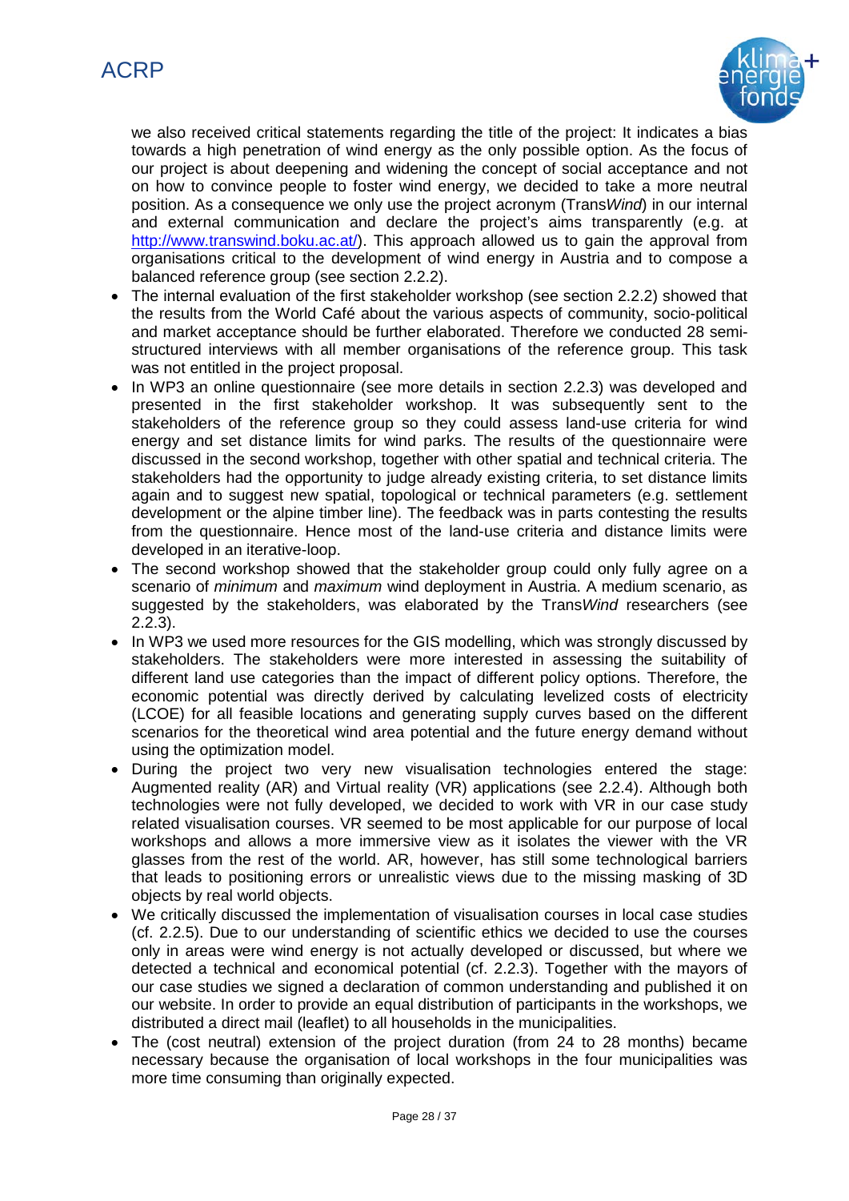we also received critical statements regarding the title of the project: It indicates a bias towards a high penetration of wind energy as the only possible option. As the focus of our project is about deepening and widening the concept of social acceptance and not on how to convince people to foster wind energy, we decided to take a more neutral position. As a consequence we only use the project acronym (Trans*Wind*) in our internal and external communication and declare the project's aims transparently (e.g. at http://www.transwind.boku.ac.at/). This approach allowed us to gain the approval from organisations critical to the development of wind energy in Austria and to compose a balanced reference group (see section 2.2.2).

- The internal evaluation of the first stakeholder workshop (see section 2.2.2) showed that the results from the World Café about the various aspects of community, socio-political and market acceptance should be further elaborated. Therefore we conducted 28 semi-structured interviews with all member organisations of the reference group. This task was not entitled in the project proposal.
- In WP3 an online questionnaire (see more details in section 2.2.3) was developed and presented in the first stakeholder workshop. It was subsequently sent to the stakeholders of the reference group so they could assess land-use criteria for wind energy and set distance limits for wind parks. The results of the questionnaire were discussed in the second workshop, together with other spatial and technical criteria. The stakeholders had the opportunity to judge already existing criteria, to set distance limits again and to suggest new spatial, topological or technical parameters (e.g. settlement development or the alpine timber line). The feedback was in parts contesting the results from the questionnaire. Hence most of the land-use criteria and distance limits were developed in an iterative-loop.
- The second workshop showed that the stakeholder group could only fully agree on a scenario of *minimum* and *maximum* wind deployment in Austria. A medium scenario, as suggested by the stakeholders, was elaborated by the Trans*Wind* researchers (see 2.2.3).
- In WP3 we used more resources for the GIS modelling, which was strongly discussed by stakeholders. The stakeholders were more interested in assessing the suitability of different land use categories than the impact of different policy options. Therefore, the economic potential was directly derived by calculating levelized costs of electricity (LCOE) for all feasible locations and generating supply curves based on the different scenarios for the theoretical wind area potential and the future energy demand without using the optimization model.
- During the project two very new visualisation technologies entered the stage: Augmented reality (AR) and Virtual reality (VR) applications (see 2.2.4). Although both technologies were not fully developed, we decided to work with VR in our case study related visualisation courses. VR seemed to be most applicable for our purpose of local workshops and allows a more immersive view as it isolates the viewer with the VR glasses from the rest of the world. AR, however, has still some technological barriers that leads to positioning errors or unrealistic views due to the missing masking of 3D objects by real world objects.
- We critically discussed the implementation of visualisation courses in local case studies (cf. 2.2.5). Due to our understanding of scientific ethics we decided to use the courses only in areas were wind energy is not actually developed or discussed, but where we detected a technical and economical potential (cf. 2.2.3). Together with the mayors of our case studies we signed a declaration of common understanding and published it on our website. In order to provide an equal distribution of participants in the workshops, we distributed a direct mail (leaflet) to all households in the municipalities.
- The (cost neutral) extension of the project duration (from 24 to 28 months) became necessary because the organisation of local workshops in the four municipalities was more time consuming than originally expected.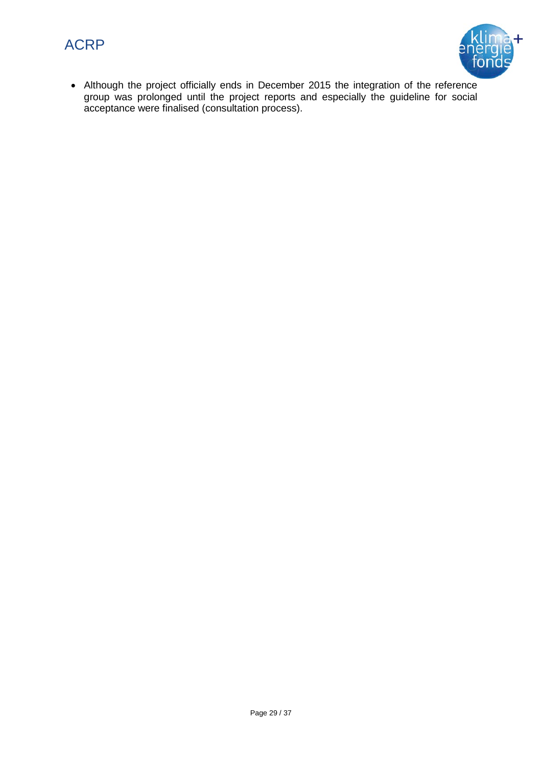- Although the project officially ends in December 2015 the integration of the reference group was prolonged until the project reports and especially the guideline for social acceptance were finalised (consultation process).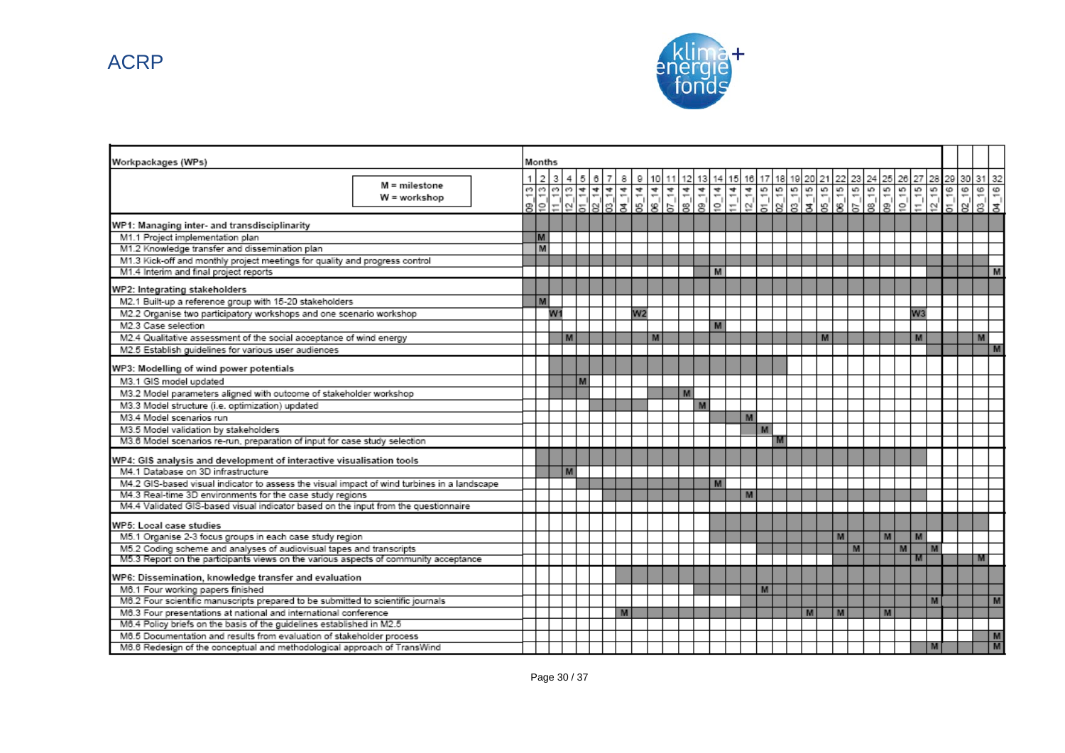| Workpackages (WPs) | Months | | | | | | | | | | | | | | | | | | | | | | | | | | | | | | | |
|---|---|---|---|---|---|---|---|---|---|---|---|---|---|---|---|---|---|---|---|---|---|---|---|---|---|---|---|---|---|---|---|---|
| M = milestone<br>W = workshop | 1 | 2 | 3 | 4 | 5 | 6 | 7 | 8 | 9 | 10 | 11 | 12 | 13 | 14 | 15 | 16 | 17 | 18 | 19 | 20 | 21 | 22 | 23 | 24 | 25 | 26 | 27 | 28 | 29 | 30 | 31 | 32 |
| | 09_13 | 10_13 | 11_13 | 12_13 | 01_14 | 02_14 | 03_14 | 04_14 | 05_14 | 06_14 | 07_14 | 08_14 | 09_14 | 10_14 | 11_14 | 12_14 | 01_15 | 02_15 | 03_15 | 04_15 | 05_15 | 06_15 | 07_15 | 08_15 | 09_15 | 10_15 | 11_15 | 12_15 | 01_16 | 02_16 | 03_16 | 04_16 |
| **WP1: Managing inter- and transdisciplinarity** | | | | | | | | | | | | | | | | | | | | | | | | | | | | | | | | |
| M1.1 Project implementation plan | | M | | | | | | | | | | | | | | | | | | | | | | | | | | | | | | |
| M1.2 Knowledge transfer and dissemination plan | | M | | | | | | | | | | | | | | | | | | | | | | | | | | | | | | |
| M1.3 Kick-off and monthly project meetings for quality and progress control | | | | | | | | | | | | | | | | | | | | | | | | | | | | | | | | |
| M1.4 Interim and final project reports | | | | | | | | | | | | | | M | | | | | | | | | | | | | | | | | | M |
| **WP2: Integrating stakeholders** | | | | | | | | | | | | | | | | | | | | | | | | | | | | | | | | |
| M2.1 Built-up a reference group with 15-20 stakeholders | | M | | | | | | | | | | | | | | | | | | | | | | | | | | | | | | |
| M2.2 Organise two participatory workshops and one scenario workshop | | | W1 | | | | | | W2 | | | | | | | | | | | | | | | | | | W3 | | | | | |
| M2.3 Case selection | | | | | | | | | | | | | | M | | | | | | | | | | | | | | | | | | |
| M2.4 Qualitative assessment of the social acceptance of wind energy | | | | M | | | | | | M | | | | | | | | | | | M | | | | | | M | | | | M | |
| M2.5 Establish guidelines for various user audiences | | | | | | | | | | | | | | | | | | | | | | | | | | | | | | | | M |
| **WP3: Modelling of wind power potentials** | | | | | | | | | | | | | | | | | | | | | | | | | | | | | | | | |
| M3.1 GIS model updated | | | | | M | | | | | | | | | | | | | | | | | | | | | | | | | | | |
| M3.2 Model parameters aligned with outcome of stakeholder workshop | | | | | | | | | | | | M | | | | | | | | | | | | | | | | | | | | |
| M3.3 Model structure (i.e. optimization) updated | | | | | | | | | | | | | M | | | | | | | | | | | | | | | | | | | |
| M3.4 Model scenarios run | | | | | | | | | | | | | | | | M | | | | | | | | | | | | | | | | |
| M3.5 Model validation by stakeholders | | | | | | | | | | | | | | | | | M | | | | | | | | | | | | | | | |
| M3.6 Model scenarios re-run, preparation of input for case study selection | | | | | | | | | | | | | | | | | | M | | | | | | | | | | | | | | |
| **WP4: GIS analysis and development of interactive visualisation tools** | | | | | | | | | | | | | | | | | | | | | | | | | | | | | | | | |
| M4.1 Database on 3D infrastructure | | | | M | | | | | | | | | | | | | | | | | | | | | | | | | | | | |
| M4.2 GIS-based visual indicator to assess the visual impact of wind turbines in a landscape | | | | | | | | | | | | | | M | | | | | | | | | | | | | | | | | | |
| M4.3 Real-time 3D environments for the case study regions | | | | | | | | | | | | | | | | M | | | | | | | | | | | | | | | | |
| M4.4 Validated GIS-based visual indicator based on the input from the questionnaire | | | | | | | | | | | | | | | | | | | | | | | | | | | | | | | | |
| **WP5: Local case studies** | | | | | | | | | | | | | | | | | | | | | | | | | | | | | | | | |
| M5.1 Organise 2-3 focus groups in each case study region | | | | | | | | | | | | | | | | | | | | | | M | | | M | | M | | | | | |
| M5.2 Coding scheme and analyses of audiovisual tapes and transcripts | | | | | | | | | | | | | | | | | | | | | | | M | | | M | | M | | | | |
| M5.3 Report on the participants views on the various aspects of community acceptance | | | | | | | | | | | | | | | | | | | | | | | | | | | M | | | | M | |
| **WP6: Dissemination, knowledge transfer and evaluation** | | | | | | | | | | | | | | | | | | | | | | | | | | | | | | | | |
| M6.1 Four working papers finished | | | | | | | | | | | | | | | | | M | | | | | | | | | | | | | | | |
| M6.2 Four scientific manuscripts prepared to be submitted to scientific journals | | | | | | | | | | | | | | | | | | | | | | | | | | | | M | | | | M |
| M6.3 Four presentations at national and international conference | | | | | | | | M | | | | | | | | | | | | M | | M | | | M | | | | | | | |
| M6.4 Policy briefs on the basis of the guidelines established in M2.5 | | | | | | | | | | | | | | | | | | | | | | | | | | | | | | | | |
| M6.5 Documentation and results from evaluation of stakeholder process | | | | | | | | | | | | | | | | | | | | | | | | | | | | | | | | M |
| M6.6 Redesign of the conceptual and methodological approach of TransWind | | | | | | | | | | | | | | | | | | | | | | | | | | | | M | | | | M |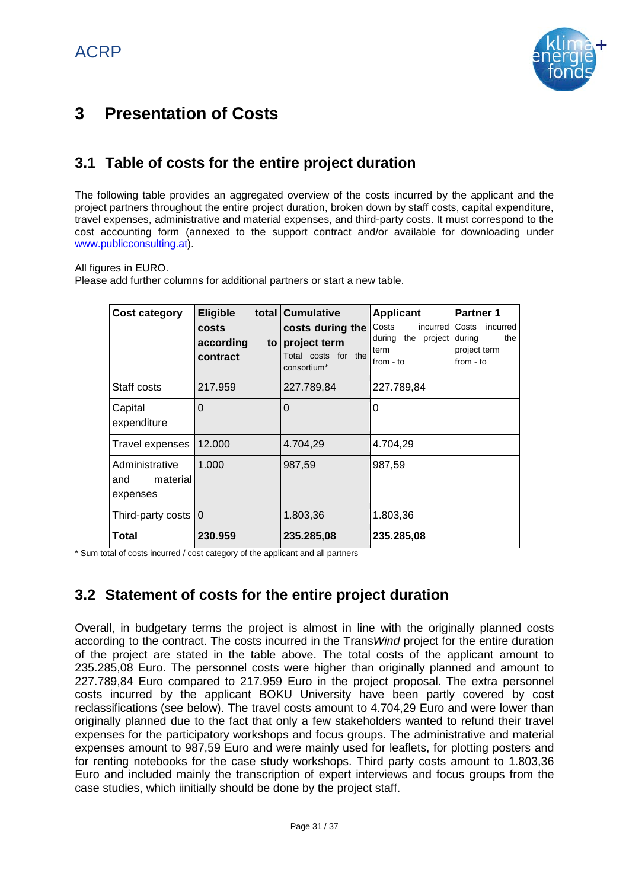# 3 Presentation of Costs

## 3.1 Table of costs for the entire project duration

The following table provides an aggregated overview of the costs incurred by the applicant and the project partners throughout the entire project duration, broken down by staff costs, capital expenditure, travel expenses, administrative and material expenses, and third-party costs. It must correspond to the cost accounting form (annexed to the support contract and/or available for downloading under www.publicconsulting.at).

All figures in EURO.
Please add further columns for additional partners or start a new table.

| **Cost category** | **Eligible total costs according to contract** | **Cumulative costs during the project term** Total costs for the consortium* | **Applicant** Costs incurred during the project term from - to | **Partner 1** Costs incurred during the project term from - to |
|---|---|---|---|---|
| Staff costs | 217.959 | 227.789,84 | 227.789,84 | |
| Capital expenditure | 0 | 0 | 0 | |
| Travel expenses | 12.000 | 4.704,29 | 4.704,29 | |
| Administrative and material expenses | 1.000 | 987,59 | 987,59 | |
| Third-party costs | 0 | 1.803,36 | 1.803,36 | |
| **Total** | **230.959** | **235.285,08** | **235.285,08** | |

\* Sum total of costs incurred / cost category of the applicant and all partners

## 3.2 Statement of costs for the entire project duration

Overall, in budgetary terms the project is almost in line with the originally planned costs according to the contract. The costs incurred in the Trans*Wind* project for the entire duration of the project are stated in the table above. The total costs of the applicant amount to 235.285,08 Euro. The personnel costs were higher than originally planned and amount to 227.789,84 Euro compared to 217.959 Euro in the project proposal. The extra personnel costs incurred by the applicant BOKU University have been partly covered by cost reclassifications (see below). The travel costs amount to 4.704,29 Euro and were lower than originally planned due to the fact that only a few stakeholders wanted to refund their travel expenses for the participatory workshops and focus groups. The administrative and material expenses amount to 987,59 Euro and were mainly used for leaflets, for plotting posters and for renting notebooks for the case study workshops. Third party costs amount to 1.803,36 Euro and included mainly the transcription of expert interviews and focus groups from the case studies, which iinitially should be done by the project staff.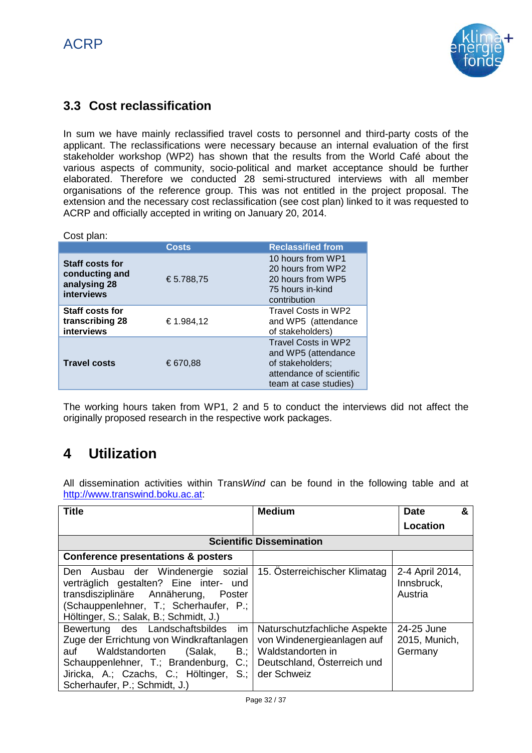## 3.3 Cost reclassification

In sum we have mainly reclassified travel costs to personnel and third-party costs of the applicant. The reclassifications were necessary because an internal evaluation of the first stakeholder workshop (WP2) has shown that the results from the World Café about the various aspects of community, socio-political and market acceptance should be further elaborated. Therefore we conducted 28 semi-structured interviews with all member organisations of the reference group. This was not entitled in the project proposal. The extension and the necessary cost reclassification (see cost plan) linked to it was requested to ACRP and officially accepted in writing on January 20, 2014.

Cost plan:

| | Costs | Reclassified from |
|---|---|---|
| **Staff costs for conducting and analysing 28 interviews** | € 5.788,75 | 10 hours from WP1<br>20 hours from WP2<br>20 hours from WP5<br>75 hours in-kind contribution |
| **Staff costs for transcribing 28 interviews** | € 1.984,12 | Travel Costs in WP2 and WP5 (attendance of stakeholders) |
| **Travel costs** | € 670,88 | Travel Costs in WP2 and WP5 (attendance of stakeholders; attendance of scientific team at case studies) |

The working hours taken from WP1, 2 and 5 to conduct the interviews did not affect the originally proposed research in the respective work packages.

# 4 Utilization

All dissemination activities within Trans*Wind* can be found in the following table and at http://www.transwind.boku.ac.at:

| **Title** | **Medium** | **Date & Location** |
|---|---|---|
| **Scientific Dissemination** | | |
| **Conference presentations & posters** | | |
| Den Ausbau der Windenergie sozial verträglich gestalten? Eine inter- und transdisziplinäre Annäherung, Poster (Schauppenlehner, T.; Scherhaufer, P.; Höltinger, S.; Salak, B.; Schmidt, J.) | 15. Österreichischer Klimatag | 2-4 April 2014, Innsbruck, Austria |
| Bewertung des Landschaftsbildes im Zuge der Errichtung von Windkraftanlagen auf Waldstandorten (Salak, B.; Schauppenlehner, T.; Brandenburg, C.; Jiricka, A.; Czachs, C.; Höltinger, S.; Scherhaufer, P.; Schmidt, J.) | Naturschutzfachliche Aspekte von Windenergieanlagen auf Waldstandorten in Deutschland, Österreich und der Schweiz | 24-25 June 2015, Munich, Germany |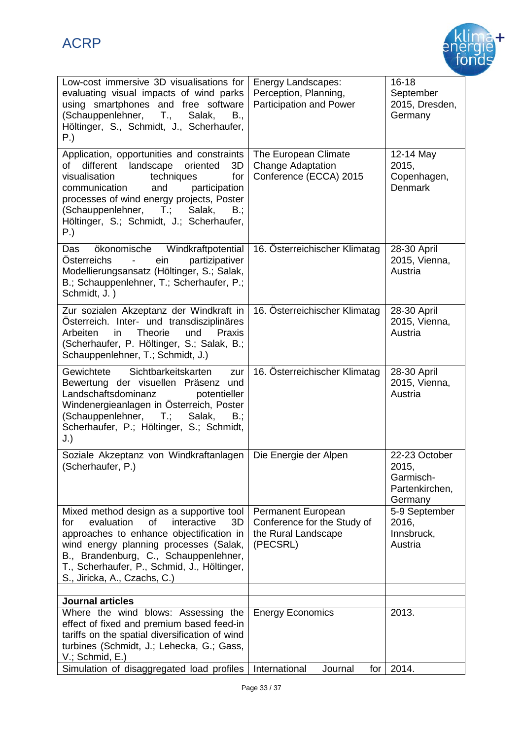| | | |
|---|---|---|
| Low-cost immersive 3D visualisations for evaluating visual impacts of wind parks using smartphones and free software (Schauppenlehner, T., Salak, B., Höltinger, S., Schmidt, J., Scherhaufer, P.) | Energy Landscapes: Perception, Planning, Participation and Power | 16-18 September 2015, Dresden, Germany |
| Application, opportunities and constraints of different landscape oriented 3D visualisation techniques for communication and participation processes of wind energy projects, Poster (Schauppenlehner, T.; Salak, B.; Höltinger, S.; Schmidt, J.; Scherhaufer, P.) | The European Climate Change Adaptation Conference (ECCA) 2015 | 12-14 May 2015, Copenhagen, Denmark |
| Das ökonomische Windkraftpotential Österreichs - ein partizipativer Modellierungsansatz (Höltinger, S.; Salak, B.; Schauppenlehner, T.; Scherhaufer, P.; Schmidt, J. ) | 16. Österreichischer Klimatag | 28-30 April 2015, Vienna, Austria |
| Zur sozialen Akzeptanz der Windkraft in Österreich. Inter- und transdisziplinäres Arbeiten in Theorie und Praxis (Scherhaufer, P. Höltinger, S.; Salak, B.; Schauppenlehner, T.; Schmidt, J.) | 16. Österreichischer Klimatag | 28-30 April 2015, Vienna, Austria |
| Gewichtete Sichtbarkeitskarten zur Bewertung der visuellen Präsenz und Landschaftsdominanz potentieller Windenergieanlagen in Österreich, Poster (Schauppenlehner, T.; Salak, B.; Scherhaufer, P.; Höltinger, S.; Schmidt, J.) | 16. Österreichischer Klimatag | 28-30 April 2015, Vienna, Austria |
| Soziale Akzeptanz von Windkraftanlagen (Scherhaufer, P.) | Die Energie der Alpen | 22-23 October 2015, Garmisch-Partenkirchen, Germany |
| Mixed method design as a supportive tool for evaluation of interactive 3D approaches to enhance objectification in wind energy planning processes (Salak, B., Brandenburg, C., Schauppenlehner, T., Scherhaufer, P., Schmid, J., Höltinger, S., Jiricka, A., Czachs, C.) | Permanent European Conference for the Study of the Rural Landscape (PECSRL) | 5-9 September 2016, Innsbruck, Austria |
| | | |
| **Journal articles** | | |
| Where the wind blows: Assessing the effect of fixed and premium based feed-in tariffs on the spatial diversification of wind turbines (Schmidt, J.; Lehecka, G.; Gass, V.; Schmid, E.) | Energy Economics | 2013. |
| Simulation of disaggregated load profiles | International Journal for | 2014. |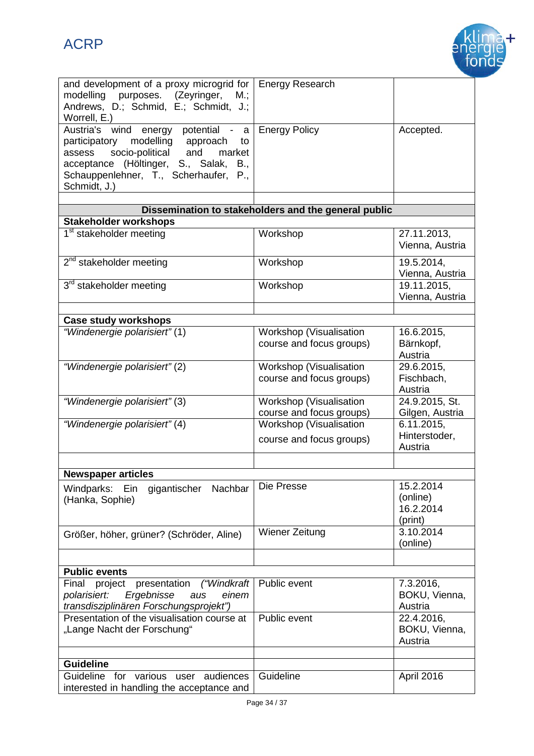| | | |
|---|---|---|
| and development of a proxy microgrid for modelling purposes. (Zeyringer, M.; Andrews, D.; Schmid, E.; Schmidt, J.; Worrell, E.) | Energy Research | |
| Austria's wind energy potential - a participatory modelling approach to assess socio-political and market acceptance (Höltinger, S., Salak, B., Schauppenlehner, T., Scherhaufer, P., Schmidt, J.) | Energy Policy | Accepted. |
| | | |
| **Dissemination to stakeholders and the general public** | | |
| **Stakeholder workshops** | | |
| 1st stakeholder meeting | Workshop | 27.11.2013, Vienna, Austria |
| 2nd stakeholder meeting | Workshop | 19.5.2014, Vienna, Austria |
| 3rd stakeholder meeting | Workshop | 19.11.2015, Vienna, Austria |
| | | |
| **Case study workshops** | | |
| *"Windenergie polarisiert"* (1) | Workshop (Visualisation course and focus groups) | 16.6.2015, Bärnkopf, Austria |
| *"Windenergie polarisiert"* (2) | Workshop (Visualisation course and focus groups) | 29.6.2015, Fischbach, Austria |
| *"Windenergie polarisiert"* (3) | Workshop (Visualisation course and focus groups) | 24.9.2015, St. Gilgen, Austria |
| *"Windenergie polarisiert"* (4) | Workshop (Visualisation course and focus groups) | 6.11.2015, Hinterstoder, Austria |
| | | |
| **Newspaper articles** | | |
| Windparks: Ein gigantischer Nachbar (Hanka, Sophie) | Die Presse | 15.2.2014 (online) 16.2.2014 (print) |
| Größer, höher, grüner? (Schröder, Aline) | Wiener Zeitung | 3.10.2014 (online) |
| | | |
| **Public events** | | |
| Final project presentation *("Windkraft polarisiert: Ergebnisse aus einem transdisziplinären Forschungsprojekt")* | Public event | 7.3.2016, BOKU, Vienna, Austria |
| Presentation of the visualisation course at „Lange Nacht der Forschung“ | Public event | 22.4.2016, BOKU, Vienna, Austria |
| | | |
| **Guideline** | | |
| Guideline for various user audiences interested in handling the acceptance and | Guideline | April 2016 |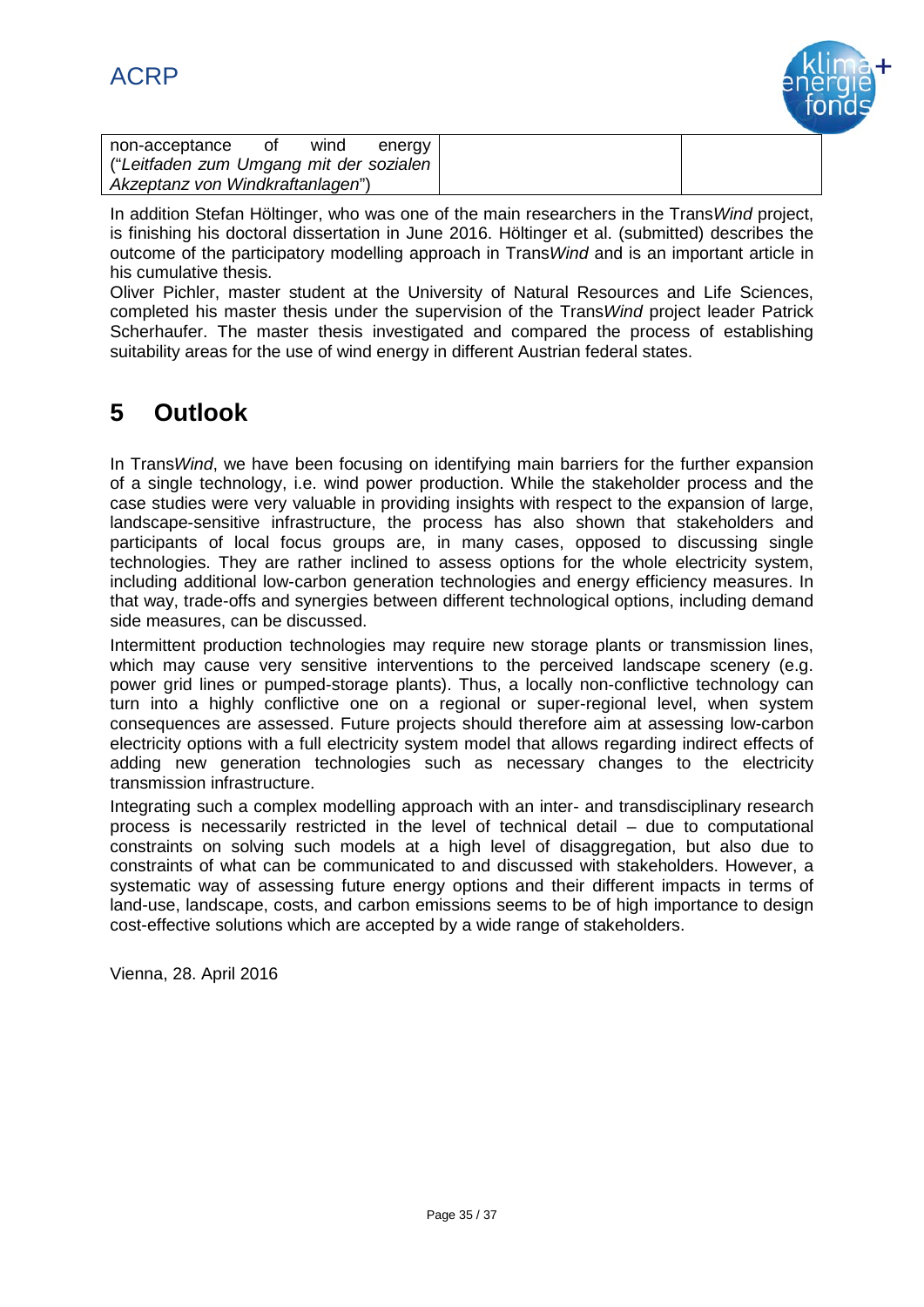| non-acceptance of wind energy ("*Leitfaden zum Umgang mit der sozialen Akzeptanz von Windkraftanlagen*") | | |
|---|---|---|

In addition Stefan Höltinger, who was one of the main researchers in the Trans*Wind* project, is finishing his doctoral dissertation in June 2016. Höltinger et al. (submitted) describes the outcome of the participatory modelling approach in Trans*Wind* and is an important article in his cumulative thesis.

Oliver Pichler, master student at the University of Natural Resources and Life Sciences, completed his master thesis under the supervision of the Trans*Wind* project leader Patrick Scherhaufer. The master thesis investigated and compared the process of establishing suitability areas for the use of wind energy in different Austrian federal states.

# 5 Outlook

In Trans*Wind*, we have been focusing on identifying main barriers for the further expansion of a single technology, i.e. wind power production. While the stakeholder process and the case studies were very valuable in providing insights with respect to the expansion of large, landscape-sensitive infrastructure, the process has also shown that stakeholders and participants of local focus groups are, in many cases, opposed to discussing single technologies. They are rather inclined to assess options for the whole electricity system, including additional low-carbon generation technologies and energy efficiency measures. In that way, trade-offs and synergies between different technological options, including demand side measures, can be discussed.

Intermittent production technologies may require new storage plants or transmission lines, which may cause very sensitive interventions to the perceived landscape scenery (e.g. power grid lines or pumped-storage plants). Thus, a locally non-conflictive technology can turn into a highly conflictive one on a regional or super-regional level, when system consequences are assessed. Future projects should therefore aim at assessing low-carbon electricity options with a full electricity system model that allows regarding indirect effects of adding new generation technologies such as necessary changes to the electricity transmission infrastructure.

Integrating such a complex modelling approach with an inter- and transdisciplinary research process is necessarily restricted in the level of technical detail – due to computational constraints on solving such models at a high level of disaggregation, but also due to constraints of what can be communicated to and discussed with stakeholders. However, a systematic way of assessing future energy options and their different impacts in terms of land-use, landscape, costs, and carbon emissions seems to be of high importance to design cost-effective solutions which are accepted by a wide range of stakeholders.

Vienna, 28. April 2016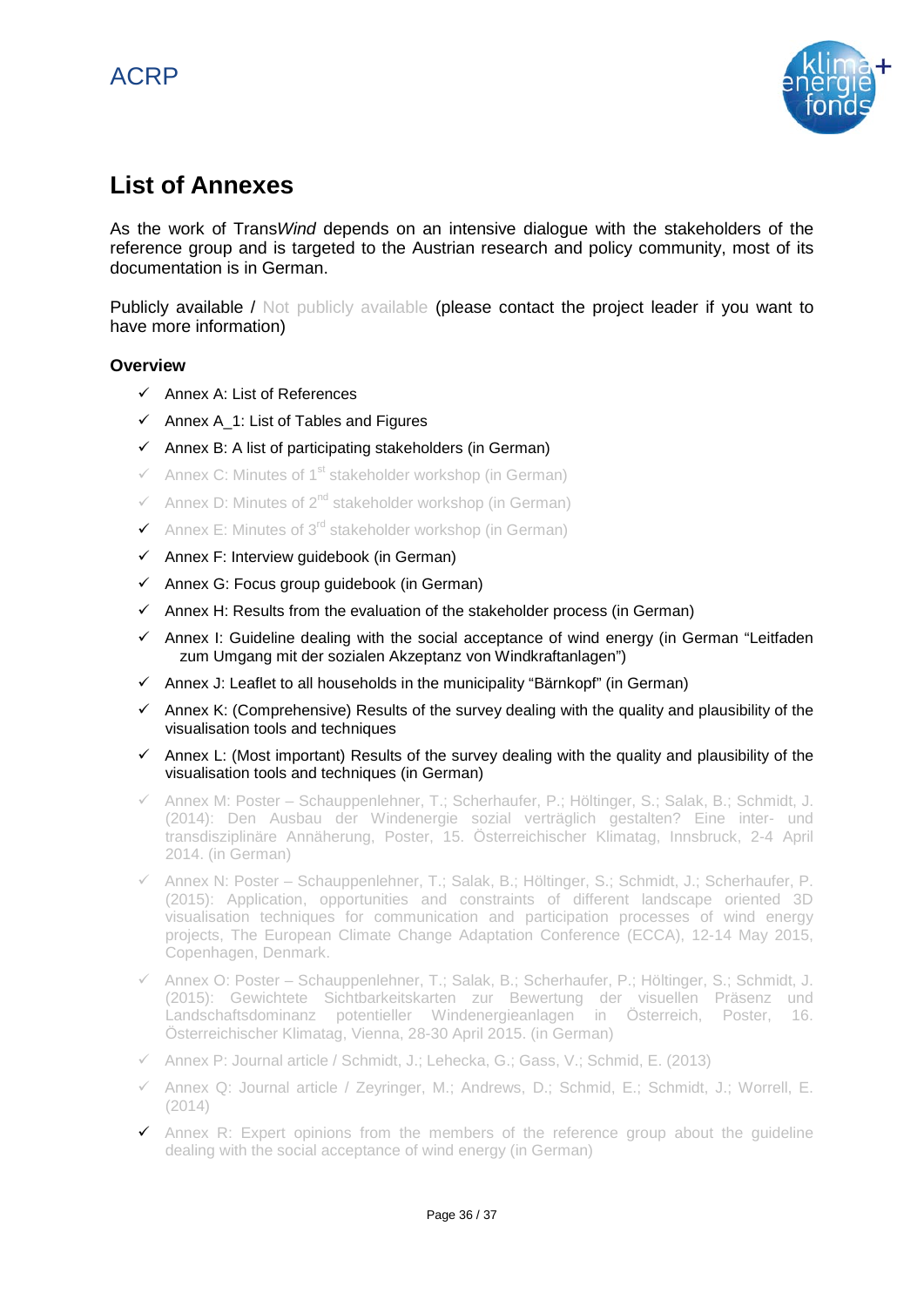# List of Annexes

As the work of Trans*Wind* depends on an intensive dialogue with the stakeholders of the reference group and is targeted to the Austrian research and policy community, most of its documentation is in German.

Publicly available / Not publicly available (please contact the project leader if you want to have more information)

### Overview

- ✓ Annex A: List of References
- ✓ Annex A_1: List of Tables and Figures
- ✓ Annex B: A list of participating stakeholders (in German)
- ✓ Annex C: Minutes of 1st stakeholder workshop (in German)
- ✓ Annex D: Minutes of 2nd stakeholder workshop (in German)
- ✓ Annex E: Minutes of 3rd stakeholder workshop (in German)
- ✓ Annex F: Interview guidebook (in German)
- ✓ Annex G: Focus group guidebook (in German)
- ✓ Annex H: Results from the evaluation of the stakeholder process (in German)
- ✓ Annex I: Guideline dealing with the social acceptance of wind energy (in German "Leitfaden zum Umgang mit der sozialen Akzeptanz von Windkraftanlagen")
- ✓ Annex J: Leaflet to all households in the municipality "Bärnkopf" (in German)
- ✓ Annex K: (Comprehensive) Results of the survey dealing with the quality and plausibility of the visualisation tools and techniques
- ✓ Annex L: (Most important) Results of the survey dealing with the quality and plausibility of the visualisation tools and techniques (in German)
- ✓ Annex M: Poster – Schauppenlehner, T.; Scherhaufer, P.; Höltinger, S.; Salak, B.; Schmidt, J. (2014): Den Ausbau der Windenergie sozial verträglich gestalten? Eine inter- und transdisziplinäre Annäherung, Poster, 15. Österreichischer Klimatag, Innsbruck, 2-4 April 2014. (in German)
- ✓ Annex N: Poster – Schauppenlehner, T.; Salak, B.; Höltinger, S.; Schmidt, J.; Scherhaufer, P. (2015): Application, opportunities and constraints of different landscape oriented 3D visualisation techniques for communication and participation processes of wind energy projects, The European Climate Change Adaptation Conference (ECCA), 12-14 May 2015, Copenhagen, Denmark.
- ✓ Annex O: Poster – Schauppenlehner, T.; Salak, B.; Scherhaufer, P.; Höltinger, S.; Schmidt, J. (2015): Gewichtete Sichtbarkeitskarten zur Bewertung der visuellen Präsenz und Landschaftsdominanz potentieller Windenergieanlagen in Österreich, Poster, 16. Österreichischer Klimatag, Vienna, 28-30 April 2015. (in German)
- ✓ Annex P: Journal article / Schmidt, J.; Lehecka, G.; Gass, V.; Schmid, E. (2013)
- ✓ Annex Q: Journal article / Zeyringer, M.; Andrews, D.; Schmid, E.; Schmidt, J.; Worrell, E. (2014)
- ✓ Annex R: Expert opinions from the members of the reference group about the guideline dealing with the social acceptance of wind energy (in German)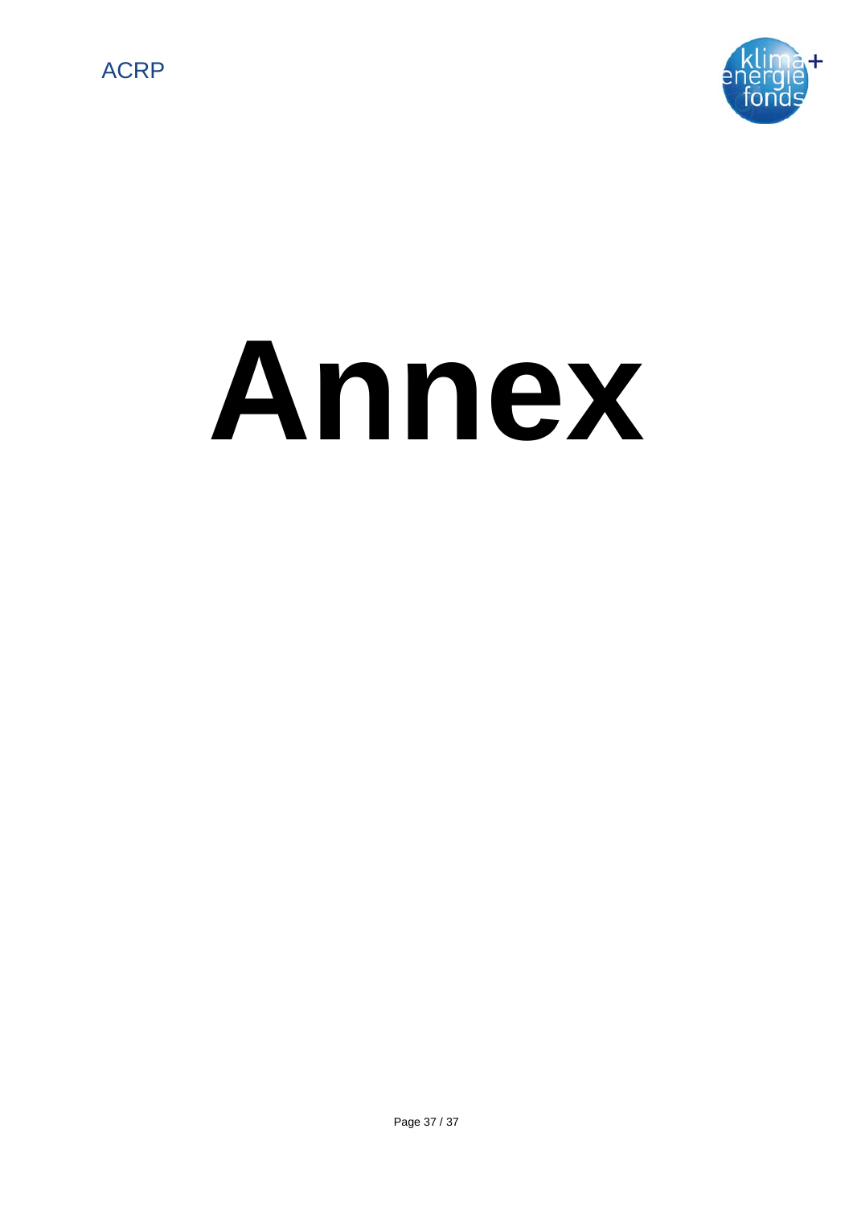# Annex